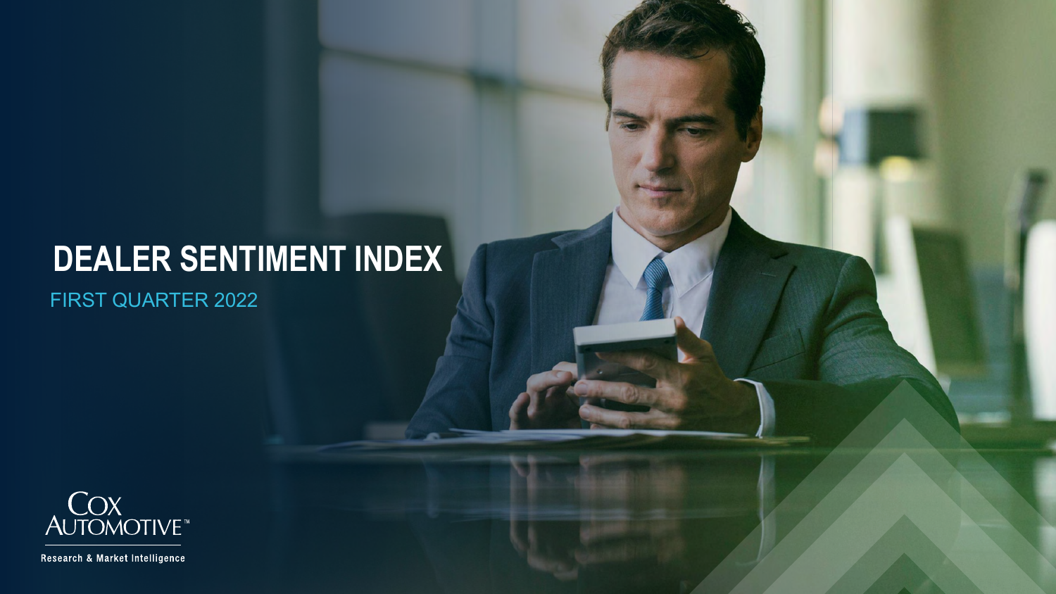# DEALER SENTIMENT INDEX

FIRST QUARTER 2022

Cox Automotive™

Research & Market Intelligence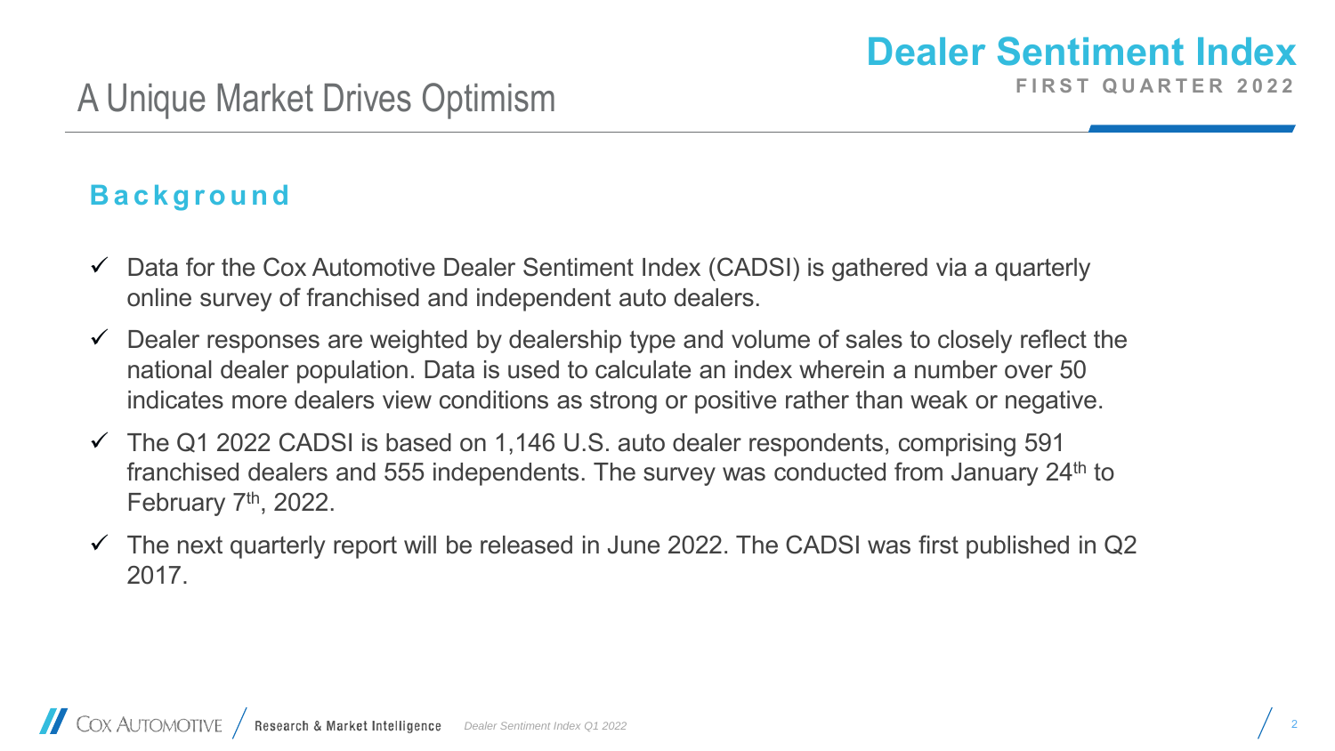# A Unique Market Drives Optimism

## Background

- ✓ Data for the Cox Automotive Dealer Sentiment Index (CADSI) is gathered via a quarterly online survey of franchised and independent auto dealers.
- ✓ Dealer responses are weighted by dealership type and volume of sales to closely reflect the national dealer population. Data is used to calculate an index wherein a number over 50 indicates more dealers view conditions as strong or positive rather than weak or negative.
- ✓ The Q1 2022 CADSI is based on 1,146 U.S. auto dealer respondents, comprising 591 franchised dealers and 555 independents. The survey was conducted from January 24th to February 7th, 2022.
- ✓ The next quarterly report will be released in June 2022. The CADSI was first published in Q2 2017.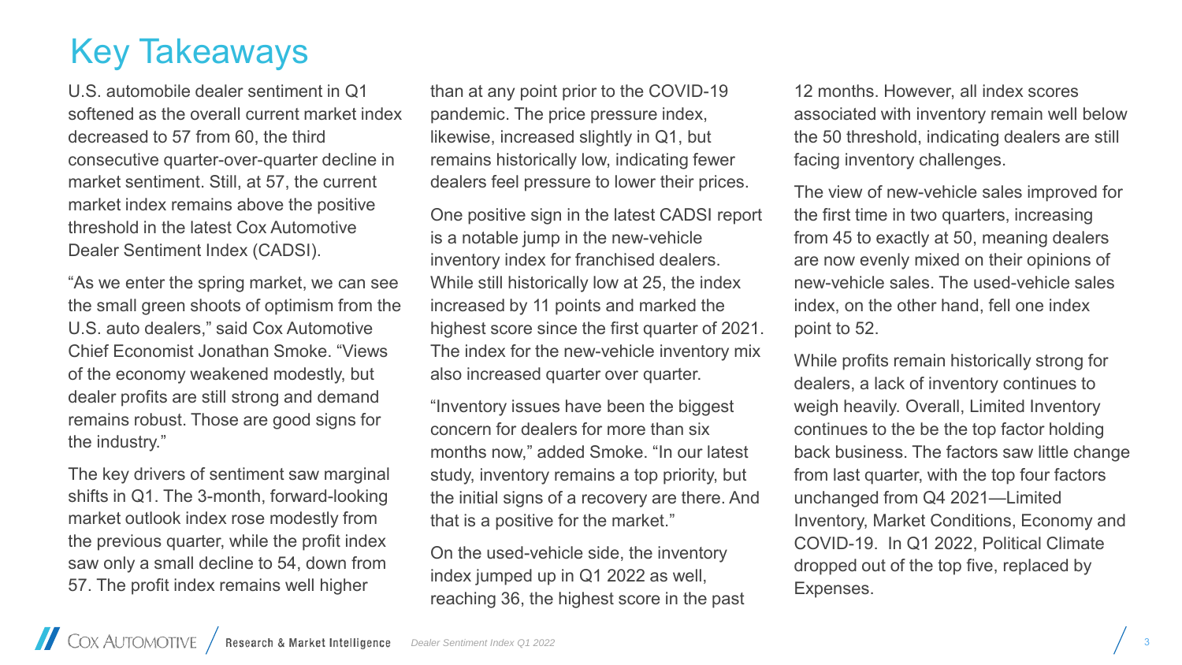# Key Takeaways

U.S. automobile dealer sentiment in Q1 softened as the overall current market index decreased to 57 from 60, the third consecutive quarter-over-quarter decline in market sentiment. Still, at 57, the current market index remains above the positive threshold in the latest Cox Automotive Dealer Sentiment Index (CADSI).

"As we enter the spring market, we can see the small green shoots of optimism from the U.S. auto dealers," said Cox Automotive Chief Economist Jonathan Smoke. "Views of the economy weakened modestly, but dealer profits are still strong and demand remains robust. Those are good signs for the industry."

The key drivers of sentiment saw marginal shifts in Q1. The 3-month, forward-looking market outlook index rose modestly from the previous quarter, while the profit index saw only a small decline to 54, down from 57. The profit index remains well higher than at any point prior to the COVID-19 pandemic. The price pressure index, likewise, increased slightly in Q1, but remains historically low, indicating fewer dealers feel pressure to lower their prices.

One positive sign in the latest CADSI report is a notable jump in the new-vehicle inventory index for franchised dealers. While still historically low at 25, the index increased by 11 points and marked the highest score since the first quarter of 2021. The index for the new-vehicle inventory mix also increased quarter over quarter.

"Inventory issues have been the biggest concern for dealers for more than six months now," added Smoke. "In our latest study, inventory remains a top priority, but the initial signs of a recovery are there. And that is a positive for the market."

On the used-vehicle side, the inventory index jumped up in Q1 2022 as well, reaching 36, the highest score in the past 12 months. However, all index scores associated with inventory remain well below the 50 threshold, indicating dealers are still facing inventory challenges.

The view of new-vehicle sales improved for the first time in two quarters, increasing from 45 to exactly at 50, meaning dealers are now evenly mixed on their opinions of new-vehicle sales. The used-vehicle sales index, on the other hand, fell one index point to 52.

While profits remain historically strong for dealers, a lack of inventory continues to weigh heavily. Overall, Limited Inventory continues to the be the top factor holding back business. The factors saw little change from last quarter, with the top four factors unchanged from Q4 2021—Limited Inventory, Market Conditions, Economy and COVID-19. In Q1 2022, Political Climate dropped out of the top five, replaced by Expenses.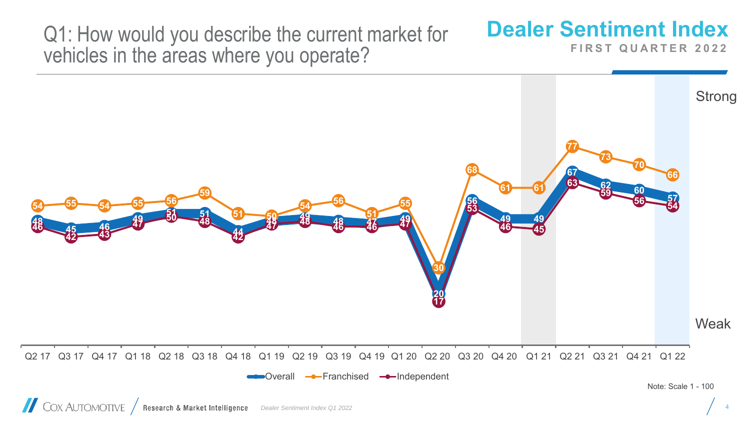# Q1: How would you describe the current market for vehicles in the areas where you operate?

**Dealer Sentiment Index**
FIRST QUARTER 2022

| Quarter | Overall | Franchised | Independent |
|---|---|---|---|
| Q2 17 | 48 | 54 | 46 |
| Q3 17 | 45 | 55 | 42 |
| Q4 17 | 46 | 54 | 43 |
| Q1 18 | 49 | 55 | 47 |
| Q2 18 | 51 | 56 | 50 |
| Q3 18 | 51 | 59 | 48 |
| Q4 18 | 44 | 51 | 42 |
| Q1 19 | 48 | 50 | 47 |
| Q2 19 | 49 | 54 | 48 |
| Q3 19 | 48 | 56 | 46 |
| Q4 19 | 47 | 51 | 46 |
| Q1 20 | 49 | 55 | 47 |
| Q2 20 | 20 | 30 | 17 |
| Q3 20 | 56 | 68 | 53 |
| Q4 20 | 49 | 61 | 46 |
| Q1 21 | 49 | 61 | 45 |
| Q2 21 | 67 | 77 | 63 |
| Q3 21 | 62 | 73 | 59 |
| Q4 21 | 60 | 70 | 56 |
| Q1 22 | 57 | 66 | 54 |

Strong / Weak

Note: Scale 1 - 100

Cox Automotive | Research & Market Intelligence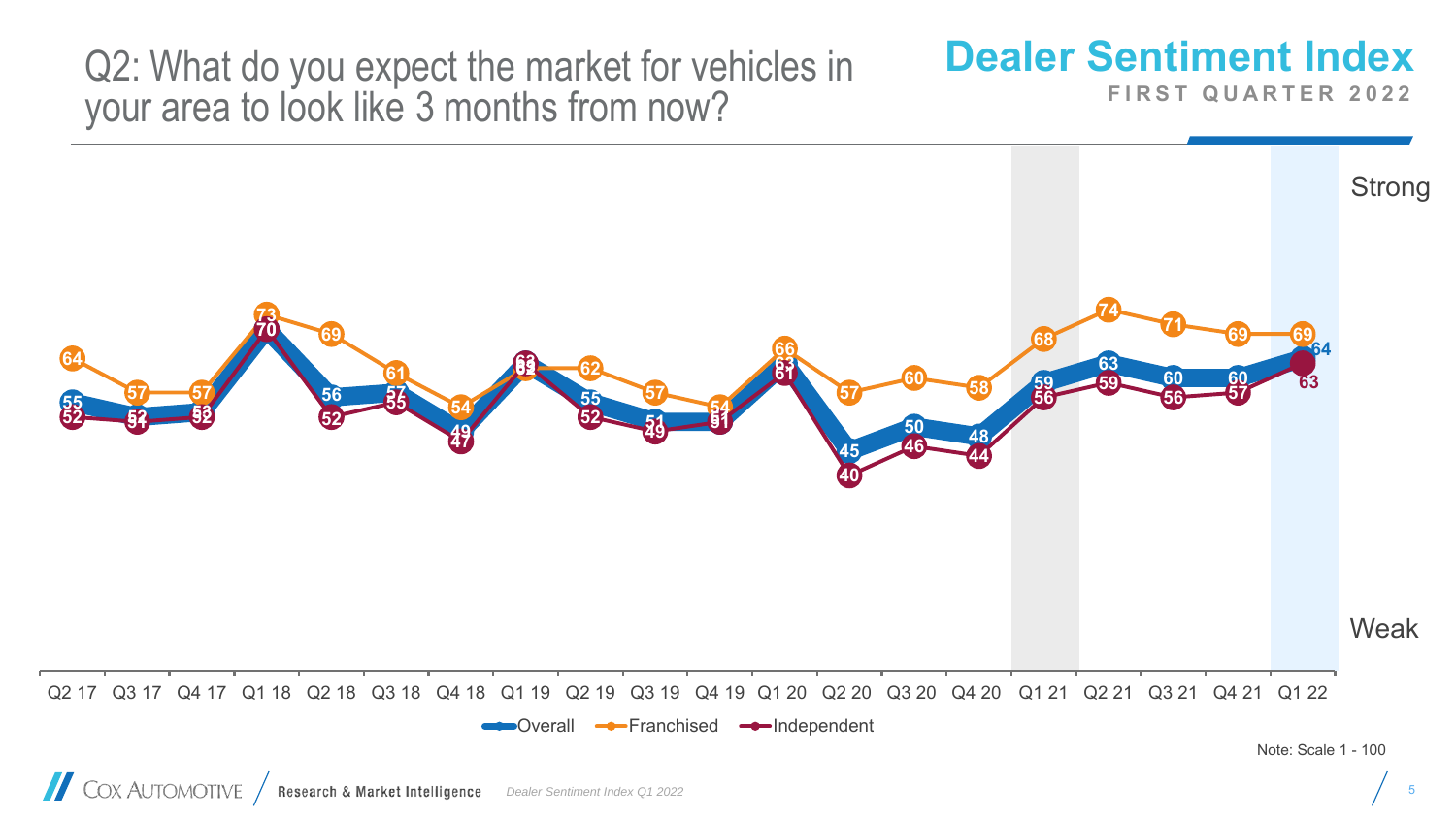# Q2: What do you expect the market for vehicles in your area to look like 3 months from now?

## Dealer Sentiment Index

**FIRST QUARTER 2022**

Strong

Weak

| Quarter | Overall | Franchised | Independent |
|---|---|---|---|
| Q2 17 | 55 | 64 | 52 |
| Q3 17 | 52 | 57 | 51 |
| Q4 17 | 53 | 57 | 52 |
| Q1 18 | | 73 | 70 |
| Q2 18 | 56 | 69 | 52 |
| Q3 18 | 57 | 61 | 55 |
| Q4 18 | 49 | 54 | 47 |
| Q1 19 | 63 | 61 | 62 |
| Q2 19 | 55 | 62 | 52 |
| Q3 19 | 51 | 57 | 49 |
| Q4 19 | 51 | 54 | 51 |
| Q1 20 | 63 | 66 | 61 |
| Q2 20 | 45 | 57 | 40 |
| Q3 20 | 50 | 60 | 46 |
| Q4 20 | 48 | 58 | 44 |
| Q1 21 | 59 | 68 | 56 |
| Q2 21 | 63 | 74 | 59 |
| Q3 21 | 60 | 71 | 56 |
| Q4 21 | 60 | 69 | 57 |
| Q1 22 | 64 | 69 | 63 |

Note: Scale 1 - 100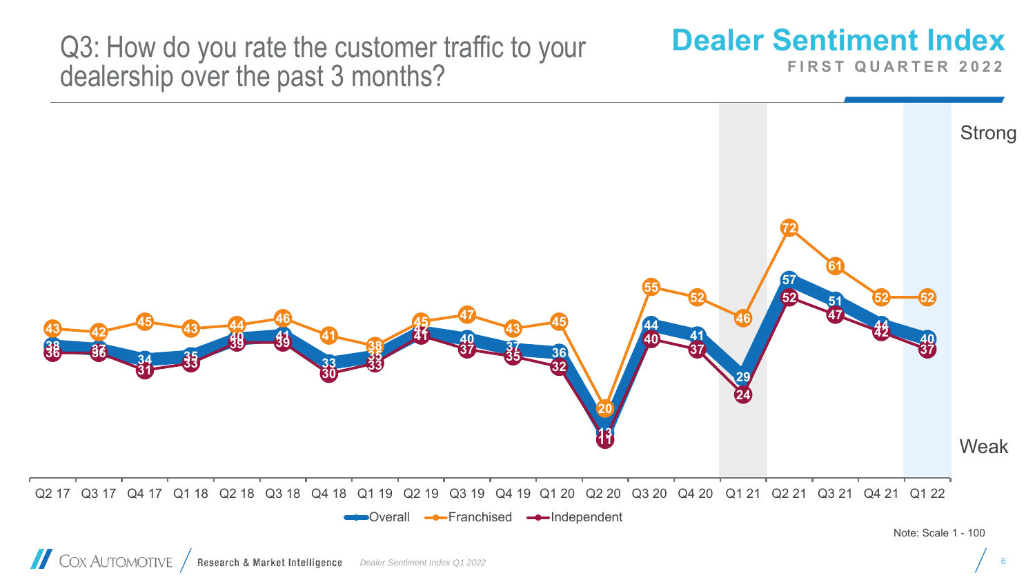# Q3: How do you rate the customer traffic to your dealership over the past 3 months?

**Dealer Sentiment Index**
FIRST QUARTER 2022

| Quarter | Overall | Franchised | Independent |
|---|---|---|---|
| Q2 17 | 38 | 43 | 36 |
| Q3 17 | 37 | 42 | 36 |
| Q4 17 | 34 | 45 | 31 |
| Q1 18 | 35 | 43 | 33 |
| Q2 18 | 40 | 44 | 39 |
| Q3 18 | 41 | 46 | 39 |
| Q4 18 | 33 | 41 | 30 |
| Q1 19 | 35 | 38 | 33 |
| Q2 19 | 42 | 45 | 41 |
| Q3 19 | 40 | 47 | 37 |
| Q4 19 | 37 | 43 | 35 |
| Q1 20 | 36 | 45 | 32 |
| Q2 20 | 13 | 20 | 11 |
| Q3 20 | 44 | 55 | 40 |
| Q4 20 | 41 | 52 | 37 |
| Q1 21 | 29 | 46 | 24 |
| Q2 21 | 57 | 72 | 52 |
| Q3 21 | 51 | 61 | 47 |
| Q4 21 | 44 | 52 | 42 |
| Q1 22 | 40 | 52 | 37 |

Scale: Strong (top) – Weak (bottom)

Note: Scale 1 - 100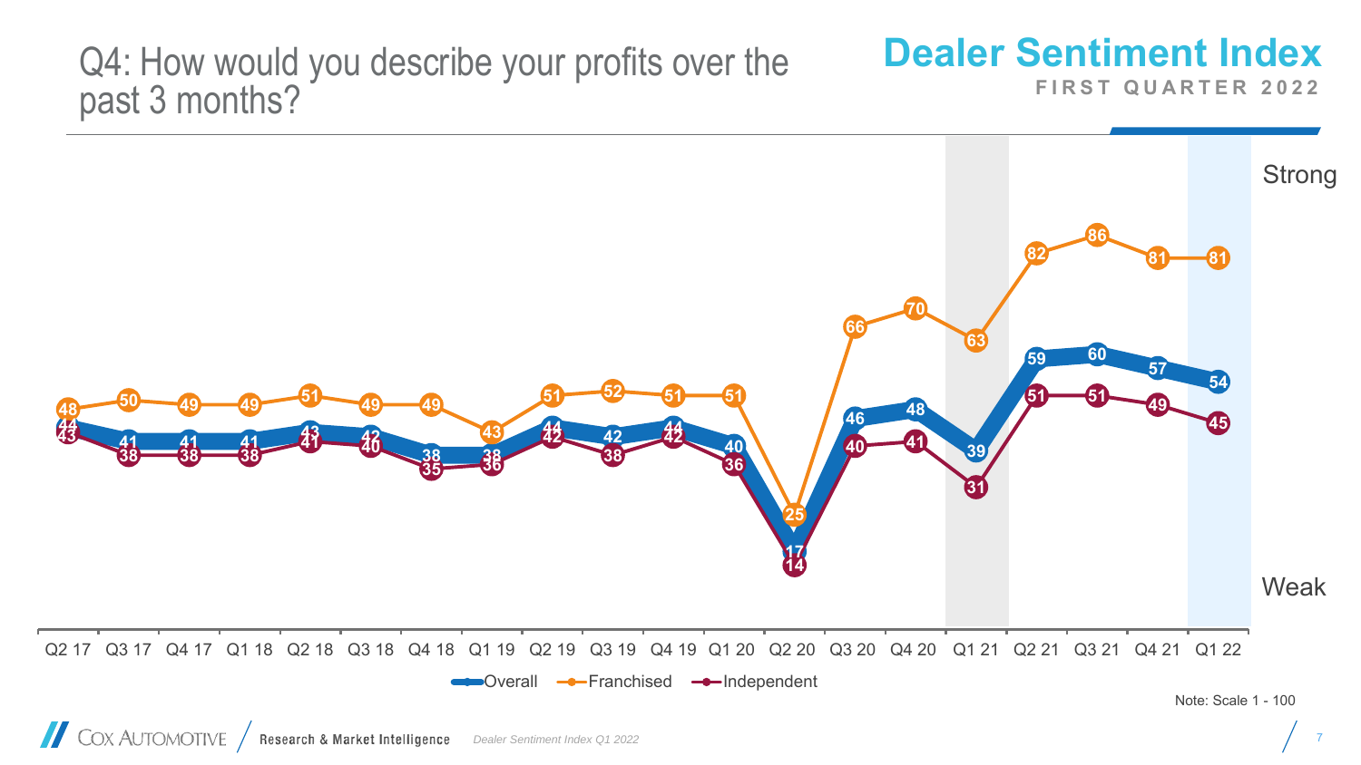# Q4: How would you describe your profits over the past 3 months?

## Dealer Sentiment Index

FIRST QUARTER 2022

| Quarter | Overall | Franchised | Independent |
|---|---|---|---|
| Q2 17 | 44 | 48 | 43 |
| Q3 17 | 41 | 50 | 38 |
| Q4 17 | 41 | 49 | 38 |
| Q1 18 | 41 | 49 | 38 |
| Q2 18 | 43 | 51 | 41 |
| Q3 18 | 42 | 49 | 40 |
| Q4 18 | 38 | 49 | 35 |
| Q1 19 | 38 | 43 | 36 |
| Q2 19 | 44 | 51 | 42 |
| Q3 19 | 42 | 52 | 38 |
| Q4 19 | 44 | 51 | 42 |
| Q1 20 | 40 | 51 | 36 |
| Q2 20 | 17 | 25 | 14 |
| Q3 20 | 46 | 66 | 40 |
| Q4 20 | 48 | 70 | 41 |
| Q1 21 | 39 | 63 | 31 |
| Q2 21 | 59 | 82 | 51 |
| Q3 21 | 60 | 86 | 51 |
| Q4 21 | 57 | 81 | 49 |
| Q1 22 | 54 | 81 | 45 |

Strong / Weak

Overall — Franchised — Independent

Note: Scale 1 - 100

COX AUTOMOTIVE | Research & Market Intelligence | *Dealer Sentiment Index Q1 2022*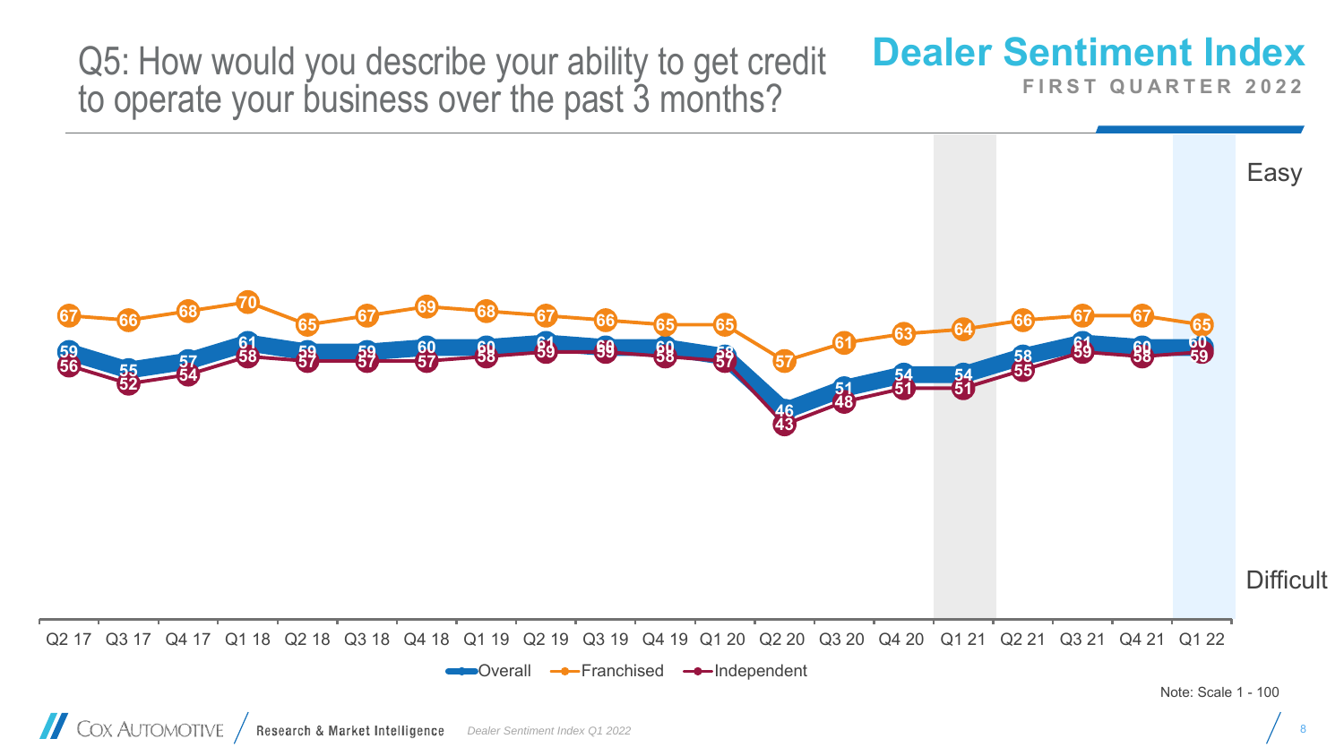# Q5: How would you describe your ability to get credit to operate your business over the past 3 months?

**Dealer Sentiment Index**
FIRST QUARTER 2022

| Quarter | Overall | Franchised | Independent |
|---|---|---|---|
| Q2 17 | 59 | 67 | 56 |
| Q3 17 | 55 | 66 | 52 |
| Q4 17 | 57 | 68 | 54 |
| Q1 18 | 61 | 70 | 58 |
| Q2 18 | 59 | 65 | 57 |
| Q3 18 | 59 | 67 | 57 |
| Q4 18 | 60 | 69 | 57 |
| Q1 19 | 60 | 68 | 58 |
| Q2 19 | 61 | 67 | 59 |
| Q3 19 | 60 | 66 | 59 |
| Q4 19 | 60 | 65 | 58 |
| Q1 20 | 58 | 65 | 57 |
| Q2 20 | 46 | 57 | 43 |
| Q3 20 | 51 | 61 | 48 |
| Q4 20 | 54 | 63 | 51 |
| Q1 21 | 54 | 64 | 51 |
| Q2 21 | 58 | 66 | 55 |
| Q3 21 | 61 | 67 | 59 |
| Q4 21 | 60 | 67 | 58 |
| Q1 22 | 60 | 65 | 59 |

Easy (top) – Difficult (bottom)

Note: Scale 1 - 100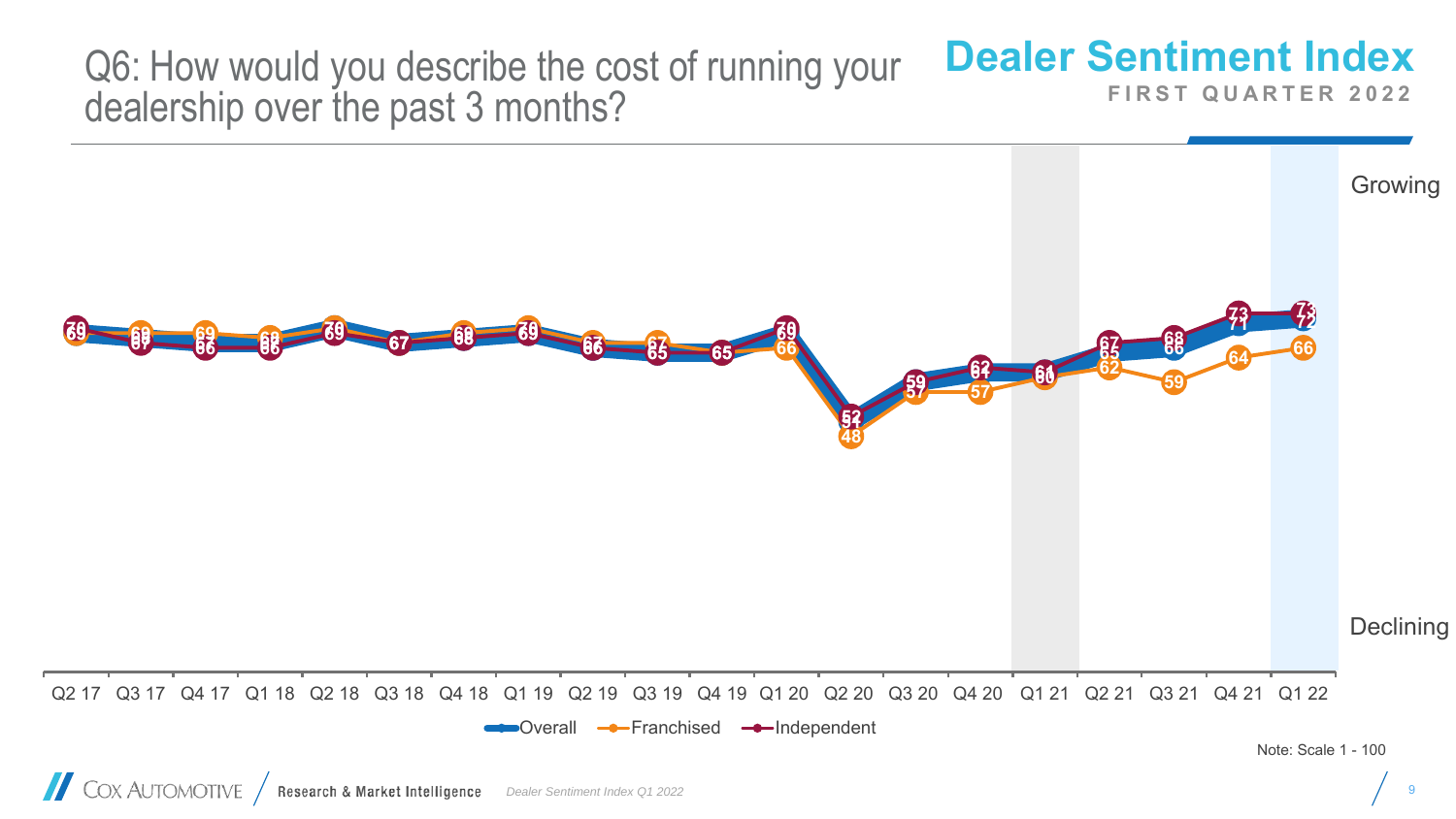# Q6: How would you describe the cost of running your dealership over the past 3 months?

## Dealer Sentiment Index

**FIRST QUARTER 2022**

Growing

Declining

Q2 17 | Q3 17 | Q4 17 | Q1 18 | Q2 18 | Q3 18 | Q4 18 | Q1 19 | Q2 19 | Q3 19 | Q4 19 | Q1 20 | Q2 20 | Q3 20 | Q4 20 | Q1 21 | Q2 21 | Q3 21 | Q4 21 | Q1 22

Overall — Franchised — Independent

Note: Scale 1 - 100

COX AUTOMOTIVE | Research & Market Intelligence

*Dealer Sentiment Index Q1 2022*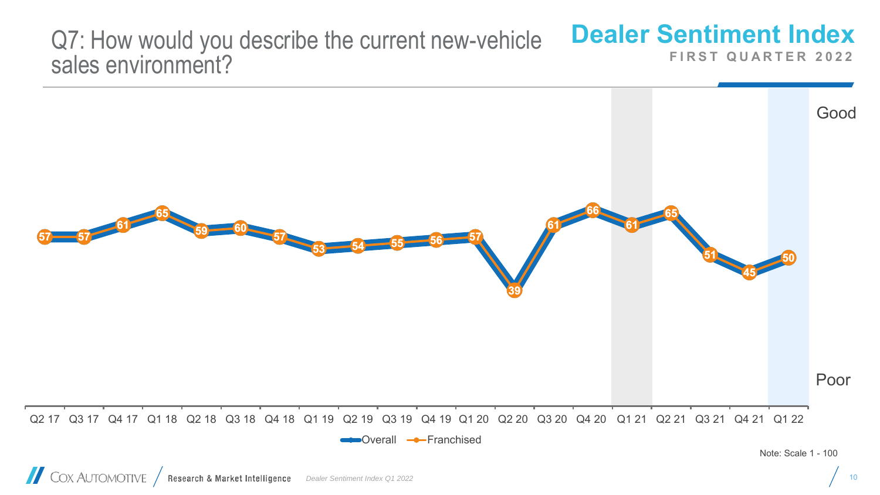# Q7: How would you describe the current new-vehicle sales environment?

## Dealer Sentiment Index

**FIRST QUARTER 2022**

| Quarter | Q2 17 | Q3 17 | Q4 17 | Q1 18 | Q2 18 | Q3 18 | Q4 18 | Q1 19 | Q2 19 | Q3 19 | Q4 19 | Q1 20 | Q2 20 | Q3 20 | Q4 20 | Q1 21 | Q2 21 | Q3 21 | Q4 21 | Q1 22 |
|---|---|---|---|---|---|---|---|---|---|---|---|---|---|---|---|---|---|---|---|---|
| Franchised | 57 | 57 | 61 | 65 | 59 | 60 | 57 | 53 | 54 | 55 | 56 | 57 | 39 | 61 | 66 | 61 | 65 | 51 | 45 | 50 |

Good / Poor

Overall — Franchised

Note: Scale 1 - 100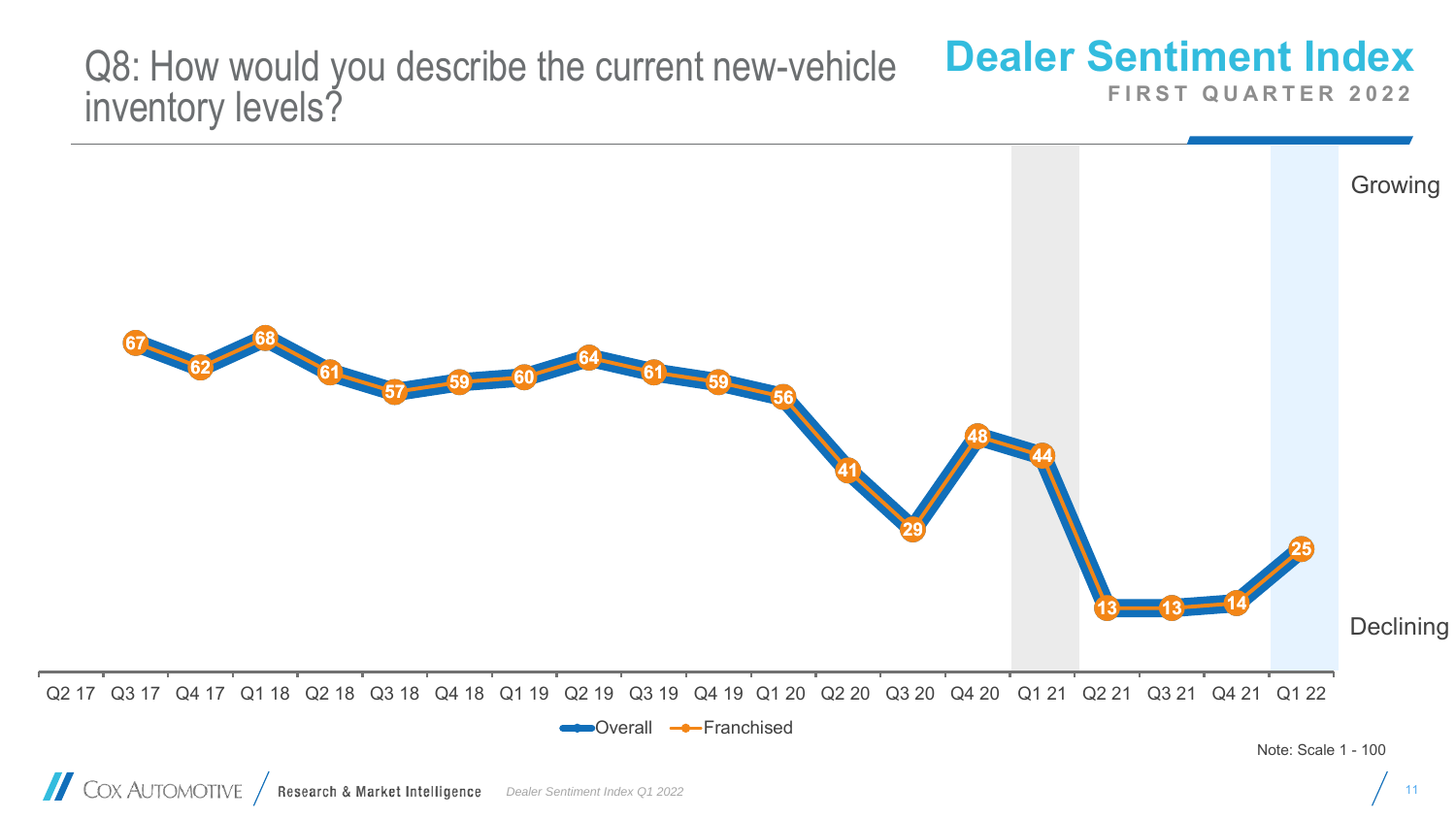# Q8: How would you describe the current new-vehicle inventory levels?

**Dealer Sentiment Index**
FIRST QUARTER 2022

| Quarter | Overall / Franchised |
|---|---|
| Q2 17 | |
| Q3 17 | 67 |
| Q4 17 | 62 |
| Q1 18 | 68 |
| Q2 18 | 61 |
| Q3 18 | 57 |
| Q4 18 | 59 |
| Q1 19 | 60 |
| Q2 19 | 64 |
| Q3 19 | 61 |
| Q4 19 | 59 |
| Q1 20 | 56 |
| Q2 20 | 41 |
| Q3 20 | 29 |
| Q4 20 | 48 |
| Q1 21 | 44 |
| Q2 21 | 13 |
| Q3 21 | 13 |
| Q4 21 | 14 |
| Q1 22 | 25 |

Growing / Declining

Legend: Overall, Franchised

Note: Scale 1 - 100

Cox Automotive | Research & Market Intelligence | *Dealer Sentiment Index Q1 2022*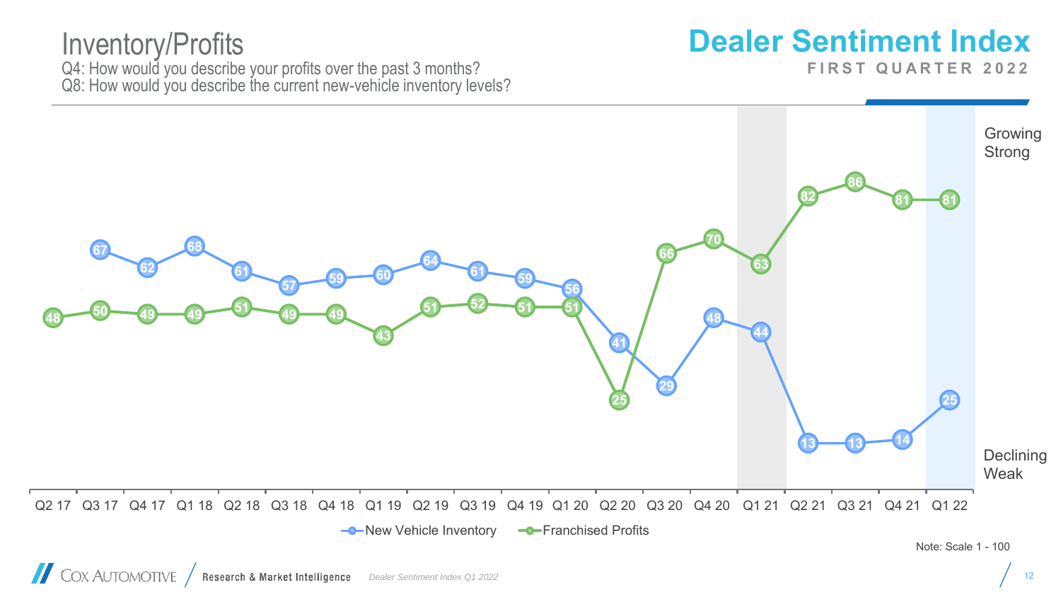# Inventory/Profits

Q4: How would you describe your profits over the past 3 months?
Q8: How would you describe the current new-vehicle inventory levels?

## Dealer Sentiment Index

**FIRST QUARTER 2022**

| Quarter | New Vehicle Inventory | Franchised Profits |
|---|---|---|
| Q2 17 | | 48 |
| Q3 17 | 67 | 50 |
| Q4 17 | 62 | 49 |
| Q1 18 | 68 | 49 |
| Q2 18 | 61 | 51 |
| Q3 18 | 57 | 49 |
| Q4 18 | 59 | 49 |
| Q1 19 | 60 | 43 |
| Q2 19 | 64 | 51 |
| Q3 19 | 61 | 52 |
| Q4 19 | 59 | 51 |
| Q1 20 | 56 | 51 |
| Q2 20 | 41 | 25 |
| Q3 20 | 29 | 66 |
| Q4 20 | 48 | 70 |
| Q1 21 | 44 | 63 |
| Q2 21 | 13 | 82 |
| Q3 21 | 13 | 86 |
| Q4 21 | 14 | 81 |
| Q1 22 | 25 | 81 |

Growing Strong / Declining Weak

Note: Scale 1 - 100

Cox Automotive Research & Market Intelligence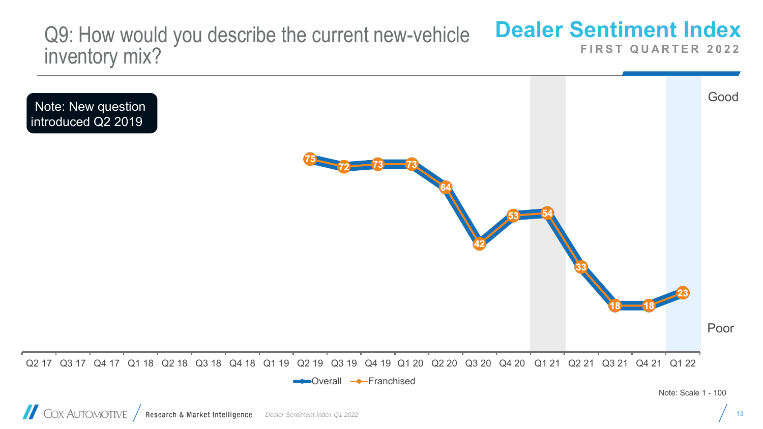# Q9: How would you describe the current new-vehicle inventory mix?

**Dealer Sentiment Index**
FIRST QUARTER 2022

Note: New question introduced Q2 2019

| Quarter | Q2 19 | Q3 19 | Q4 19 | Q1 20 | Q2 20 | Q3 20 | Q4 20 | Q1 21 | Q2 21 | Q3 21 | Q4 21 | Q1 22 |
|---|---|---|---|---|---|---|---|---|---|---|---|---|
| Value | 75 | 72 | 73 | 73 | 64 | 42 | 53 | 54 | 33 | 18 | 18 | 23 |

Good / Poor

Legend: Overall, Franchised

Note: Scale 1 - 100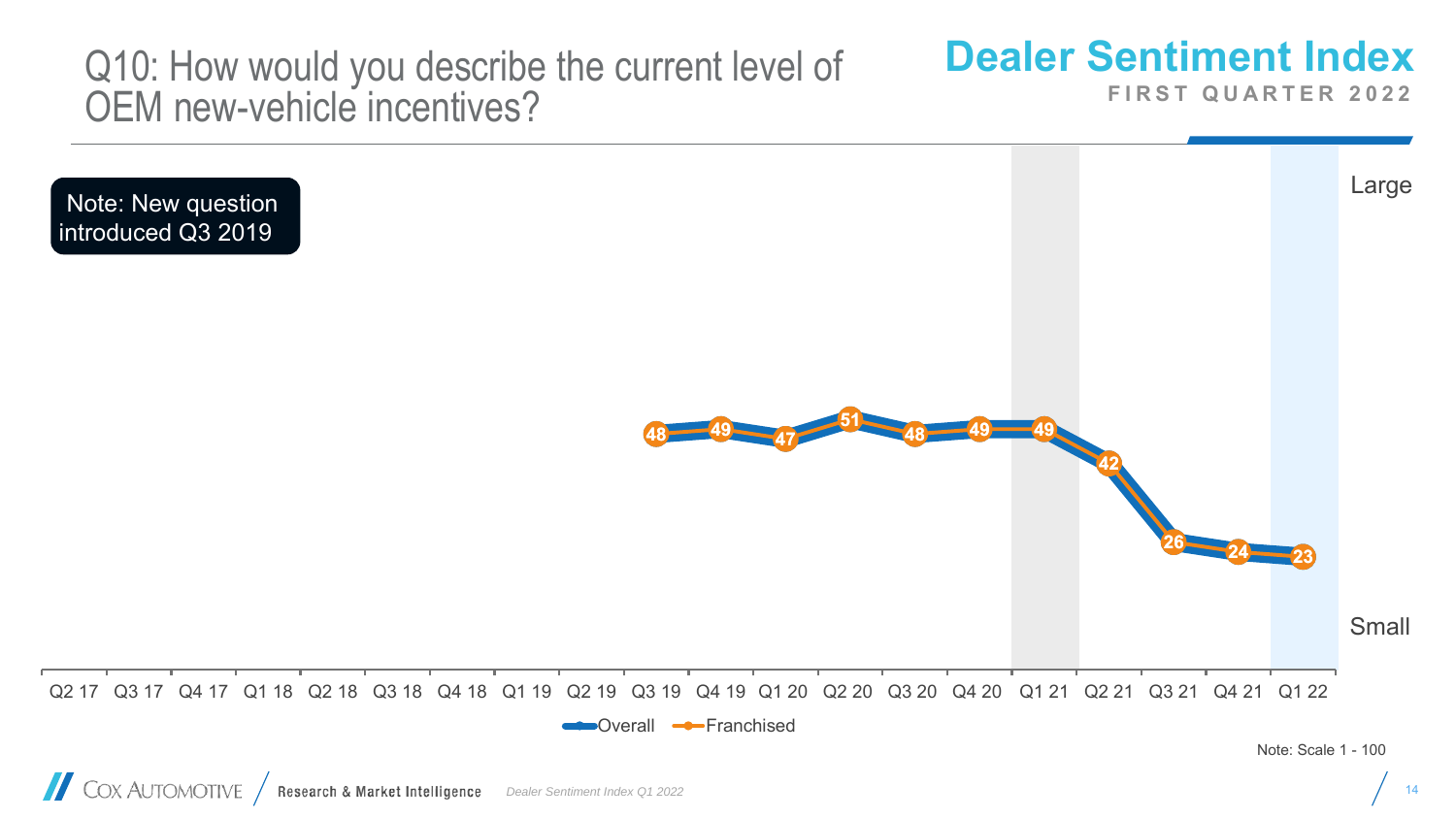# Q10: How would you describe the current level of OEM new-vehicle incentives?

**Dealer Sentiment Index**
FIRST QUARTER 2022

Note: New question introduced Q3 2019

| Quarter | Q2 17 | Q3 17 | Q4 17 | Q1 18 | Q2 18 | Q3 18 | Q4 18 | Q1 19 | Q2 19 | Q3 19 | Q4 19 | Q1 20 | Q2 20 | Q3 20 | Q4 20 | Q1 21 | Q2 21 | Q3 21 | Q4 21 | Q1 22 |
|---|---|---|---|---|---|---|---|---|---|---|---|---|---|---|---|---|---|---|---|---|
| Franchised | | | | | | | | | | 48 | 49 | 47 | 51 | 48 | 49 | 49 | 42 | 26 | 24 | 23 |

Legend: Overall, Franchised

Scale: Large (top) – Small (bottom)

Note: Scale 1 - 100

COX AUTOMOTIVE / Research & Market Intelligence — *Dealer Sentiment Index Q1 2022*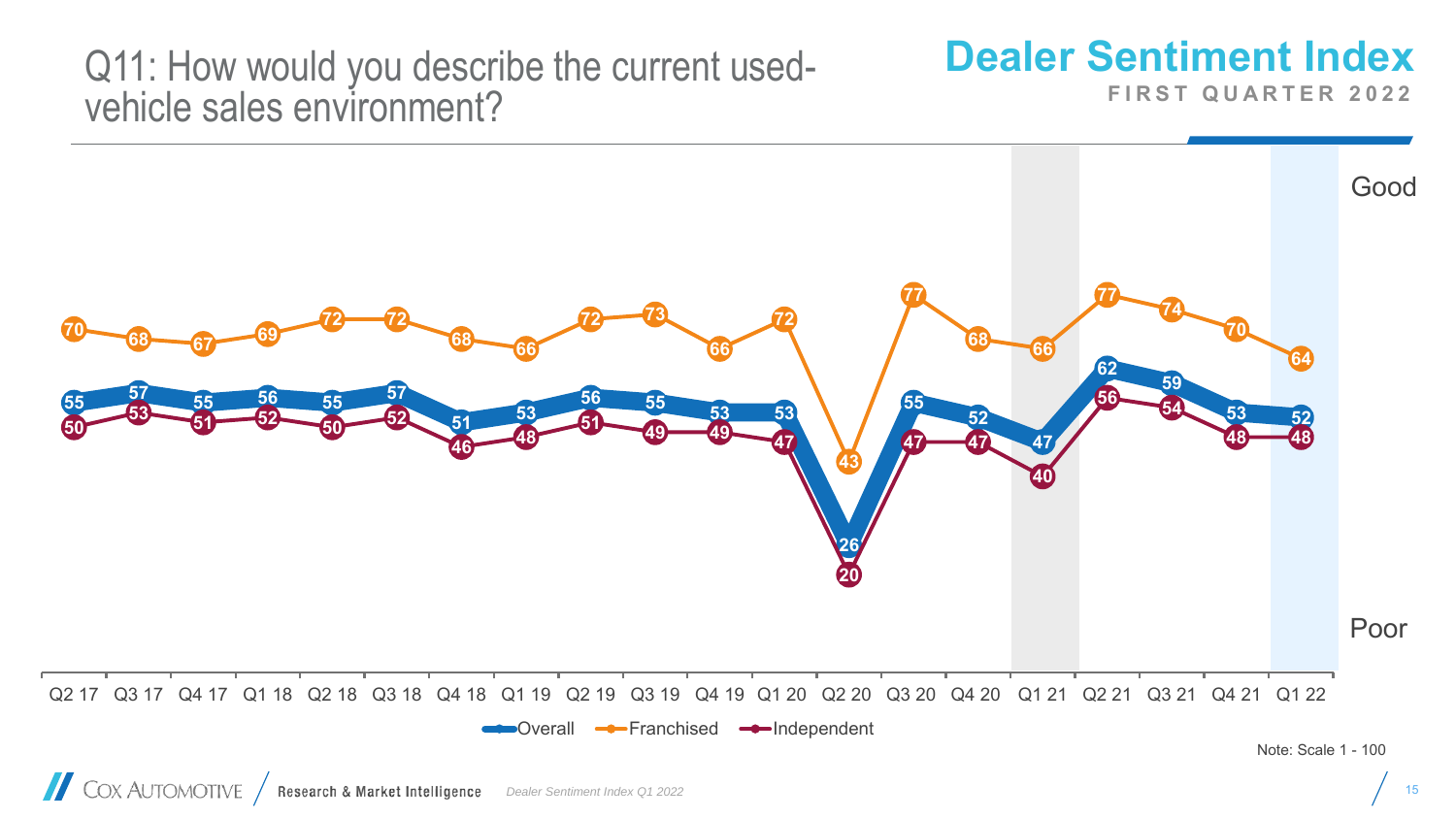# Q11: How would you describe the current used-vehicle sales environment?

**Dealer Sentiment Index**
FIRST QUARTER 2022

| Quarter | Overall | Franchised | Independent |
|---|---|---|---|
| Q2 17 | 55 | 70 | 50 |
| Q3 17 | 57 | 68 | 53 |
| Q4 17 | 55 | 67 | 51 |
| Q1 18 | 56 | 69 | 52 |
| Q2 18 | 55 | 72 | 50 |
| Q3 18 | 57 | 72 | 52 |
| Q4 18 | 51 | 68 | 46 |
| Q1 19 | 53 | 66 | 48 |
| Q2 19 | 56 | 72 | 51 |
| Q3 19 | 55 | 73 | 49 |
| Q4 19 | 53 | 66 | 49 |
| Q1 20 | 53 | 72 | 47 |
| Q2 20 | 26 | 43 | 20 |
| Q3 20 | 55 | 77 | 47 |
| Q4 20 | 52 | 68 | 47 |
| Q1 21 | 47 | 66 | 40 |
| Q2 21 | 62 | 77 | 56 |
| Q3 21 | 59 | 74 | 54 |
| Q4 21 | 53 | 70 | 48 |
| Q1 22 | 52 | 64 | 48 |

Good / Poor

Note: Scale 1 - 100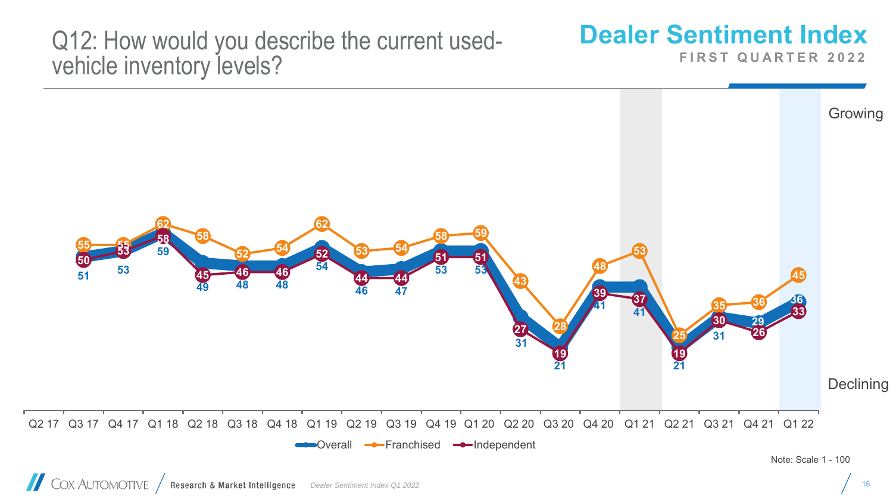# Q12: How would you describe the current used-vehicle inventory levels?

**Dealer Sentiment Index**
FIRST QUARTER 2022

| Quarter | Overall | Franchised | Independent |
|---|---|---|---|
| Q3 17 | 51 | 55 | 50 |
| Q4 17 | 53 | 55 | 53 |
| Q1 18 | 59 | 62 | 58 |
| Q2 18 | 49 | 58 | 45 |
| Q3 18 | 48 | 52 | 46 |
| Q4 18 | 48 | 54 | 46 |
| Q1 19 | 54 | 62 | 52 |
| Q2 19 | 46 | 53 | 44 |
| Q3 19 | 47 | 54 | 44 |
| Q4 19 | 53 | 58 | 51 |
| Q1 20 | 53 | 59 | 51 |
| Q2 20 | 31 | 43 | 27 |
| Q3 20 | 21 | 28 | 19 |
| Q4 20 | 41 | 48 | 39 |
| Q1 21 | 41 | 53 | 37 |
| Q2 21 | 21 | 25 | 19 |
| Q3 21 | 31 | 35 | 30 |
| Q4 21 | 29 | 36 | 26 |
| Q1 22 | 36 | 45 | 33 |

Growing / Declining

Note: Scale 1 - 100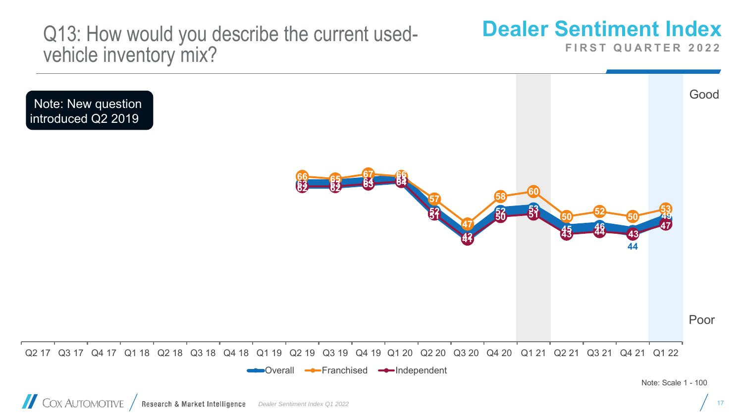# Q13: How would you describe the current used-vehicle inventory mix?

**Dealer Sentiment Index**
FIRST QUARTER 2022

Note: New question introduced Q2 2019

| | Q2 19 | Q3 19 | Q4 19 | Q1 20 | Q2 20 | Q3 20 | Q4 20 | Q1 21 | Q2 21 | Q3 21 | Q4 21 | Q1 22 |
|---|---|---|---|---|---|---|---|---|---|---|---|---|
| Overall | 63 | 63 | 64 | 65 | 52 | 42 | 52 | 53 | 45 | 46 | 44 | 49 |
| Franchised | 66 | 65 | 67 | 66 | 57 | 47 | 58 | 60 | 50 | 52 | 50 | 53 |
| Independent | 62 | 62 | 63 | 64 | 51 | 41 | 50 | 51 | 43 | 44 | 43 | 47 |

Good / Poor

Note: Scale 1 - 100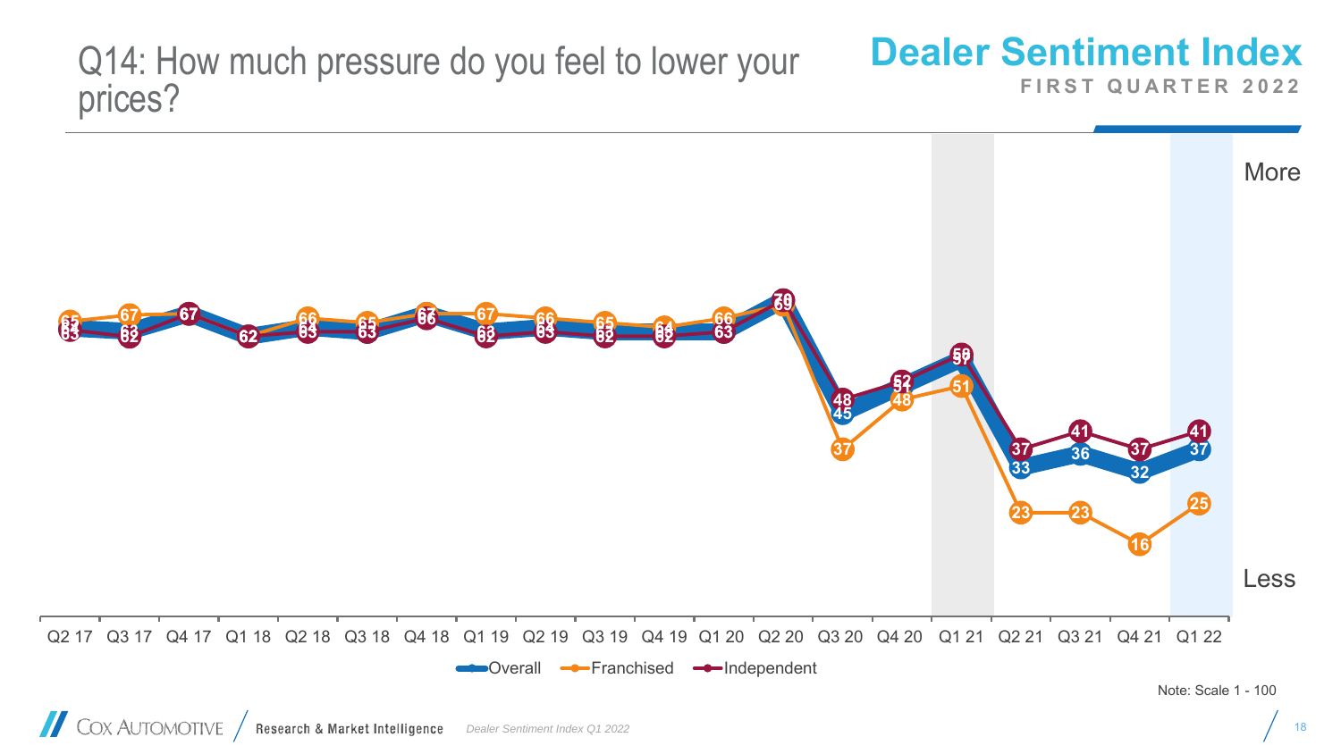# Q14: How much pressure do you feel to lower your prices?

**Dealer Sentiment Index**
FIRST QUARTER 2022

| | Q2 17 | Q3 17 | Q4 17 | Q1 18 | Q2 18 | Q3 18 | Q4 18 | Q1 19 | Q2 19 | Q3 19 | Q4 19 | Q1 20 | Q2 20 | Q3 20 | Q4 20 | Q1 21 | Q2 21 | Q3 21 | Q4 21 | Q1 22 |
|---|---|---|---|---|---|---|---|---|---|---|---|---|---|---|---|---|---|---|---|---|
| Overall | 63 | 62 | 67 | 62 | 63 | 63 | 67 | 62 | 63 | 62 | 62 | 63 | 70 | 45 | 51 | 57 | 33 | 36 | 32 | 37 |
| Franchised | 65 | 67 | 67 | 62 | 66 | 65 | 67 | 67 | 66 | 65 | 64 | 66 | 69 | 37 | 48 | 51 | 23 | 23 | 16 | 25 |
| Independent | 63 | 62 | 67 | 62 | 63 | 63 | 66 | 62 | 63 | 62 | 62 | 63 | 69 | 48 | 52 | 58 | 37 | 41 | 37 | 41 |

More / Less

Note: Scale 1 - 100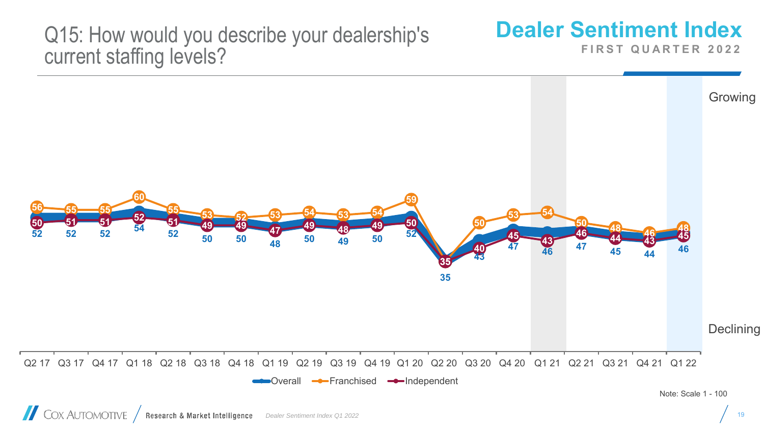# Q15: How would you describe your dealership's current staffing levels?

**Dealer Sentiment Index**
FIRST QUARTER 2022

| Quarter | Overall | Franchised | Independent |
|---|---|---|---|
| Q2 17 | 52 | 56 | 50 |
| Q3 17 | 52 | 55 | 51 |
| Q4 17 | 52 | 55 | 51 |
| Q1 18 | 54 | 60 | 52 |
| Q2 18 | 52 | 55 | 51 |
| Q3 18 | 50 | 53 | 49 |
| Q4 18 | 50 | 52 | 49 |
| Q1 19 | 48 | 53 | 47 |
| Q2 19 | 50 | 54 | 49 |
| Q3 19 | 49 | 53 | 48 |
| Q4 19 | 50 | 54 | 49 |
| Q1 20 | 52 | 59 | 50 |
| Q2 20 | 35 | | 35 |
| Q3 20 | 43 | 50 | 40 |
| Q4 20 | 47 | 53 | 45 |
| Q1 21 | 46 | 54 | 43 |
| Q2 21 | 47 | 50 | 46 |
| Q3 21 | 45 | 48 | 44 |
| Q4 21 | 44 | 46 | 43 |
| Q1 22 | 46 | 48 | 45 |

Growing / Declining

Note: Scale 1 - 100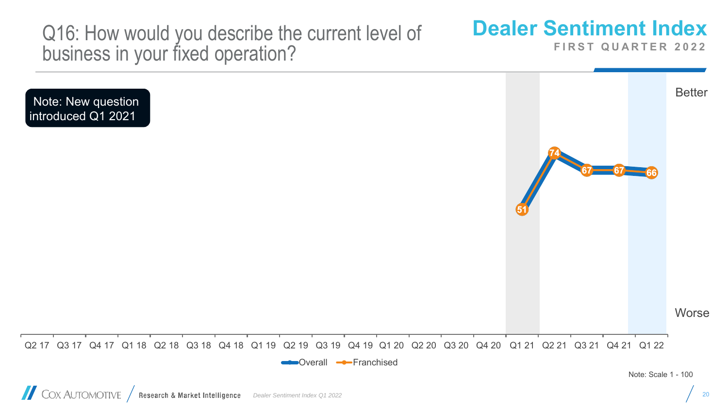# Q16: How would you describe the current level of business in your fixed operation?

**Dealer Sentiment Index**

FIRST QUARTER 2022

Note: New question introduced Q1 2021

| Quarter | Q1 21 | Q2 21 | Q3 21 | Q4 21 | Q1 22 |
|---|---|---|---|---|---|
| Franchised | 51 | 74 | 67 | 67 | 66 |

Better

Worse

Q2 17 Q3 17 Q4 17 Q1 18 Q2 18 Q3 18 Q4 18 Q1 19 Q2 19 Q3 19 Q4 19 Q1 20 Q2 20 Q3 20 Q4 20 Q1 21 Q2 21 Q3 21 Q4 21 Q1 22

Overall — Franchised

Note: Scale 1 - 100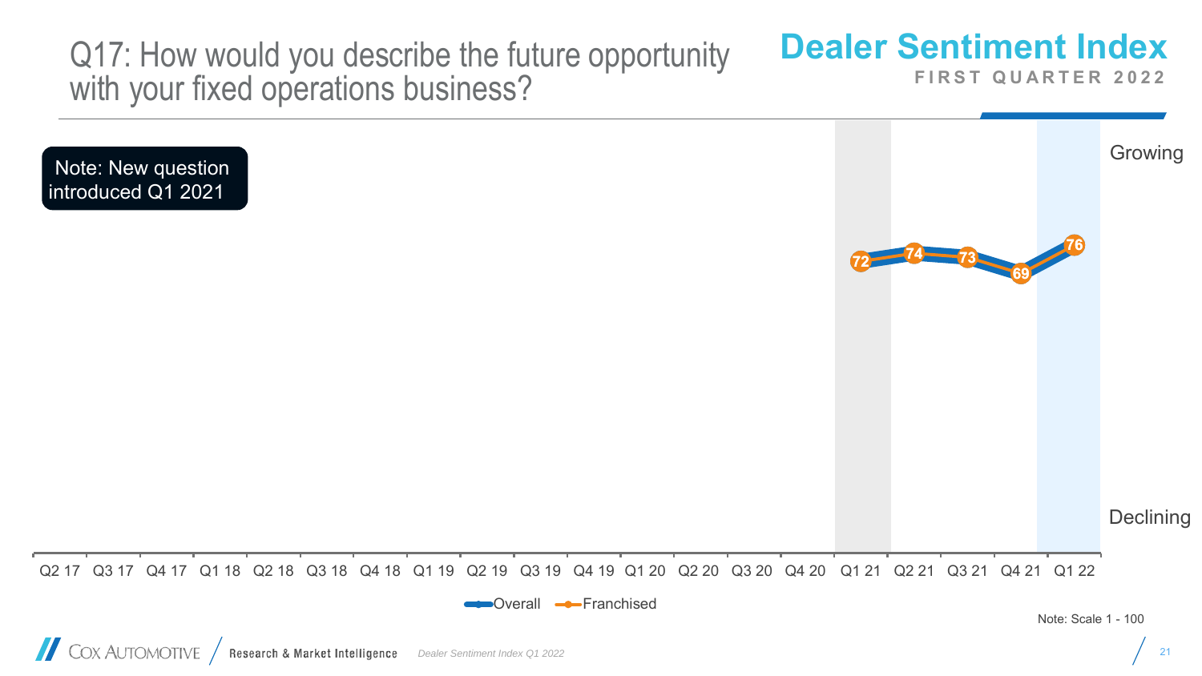# Q17: How would you describe the future opportunity with your fixed operations business?

**Dealer Sentiment Index**
FIRST QUARTER 2022

Note: New question introduced Q1 2021

| Quarter | Q1 21 | Q2 21 | Q3 21 | Q4 21 | Q1 22 |
|---|---|---|---|---|---|
| Franchised | 72 | 74 | 73 | 69 | 76 |

Growing / Declining

Q2 17, Q3 17, Q4 17, Q1 18, Q2 18, Q3 18, Q4 18, Q1 19, Q2 19, Q3 19, Q4 19, Q1 20, Q2 20, Q3 20, Q4 20, Q1 21, Q2 21, Q3 21, Q4 21, Q1 22

Overall — Franchised

Note: Scale 1 - 100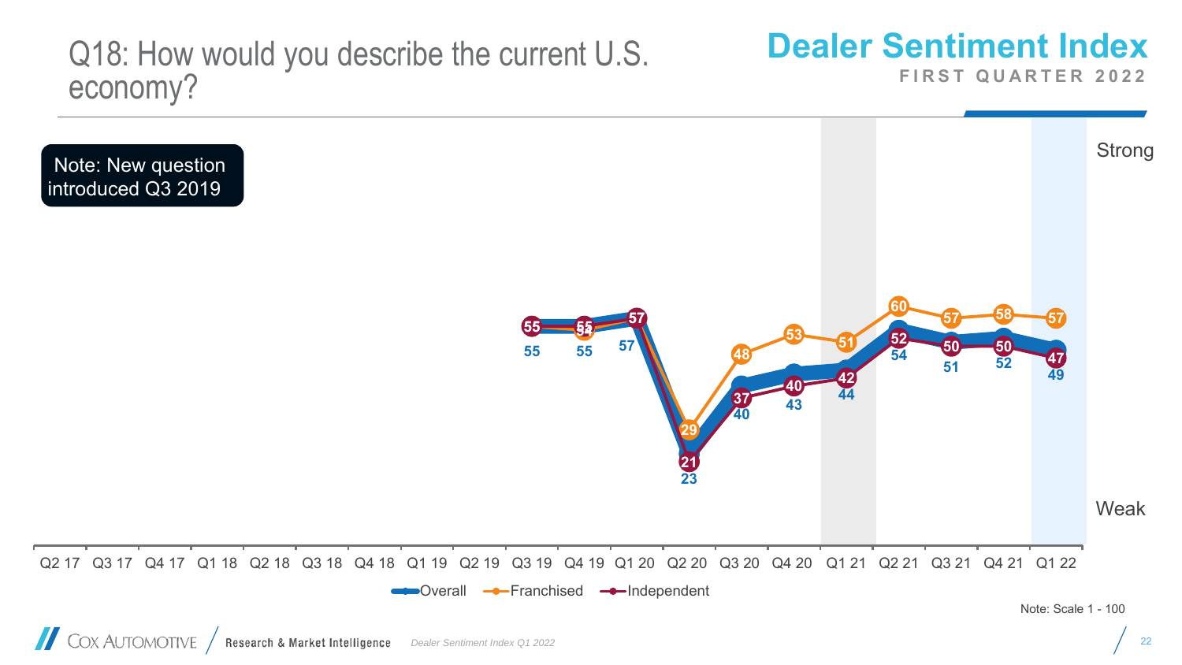# Q18: How would you describe the current U.S. economy?

**Dealer Sentiment Index**
FIRST QUARTER 2022

Note: New question introduced Q3 2019

| Quarter | Overall | Franchised | Independent |
|---|---|---|---|
| Q3 19 | 55 | 55 | 55 |
| Q4 19 | 55 | 54 | 55 |
| Q1 20 | 57 | 57 | 57 |
| Q2 20 | 23 | 29 | 21 |
| Q3 20 | 40 | 48 | 37 |
| Q4 20 | 43 | 53 | 40 |
| Q1 21 | 44 | 51 | 42 |
| Q2 21 | 54 | 60 | 52 |
| Q3 21 | 51 | 57 | 50 |
| Q4 21 | 52 | 58 | 50 |
| Q1 22 | 49 | 57 | 47 |

Strong / Weak

Note: Scale 1 - 100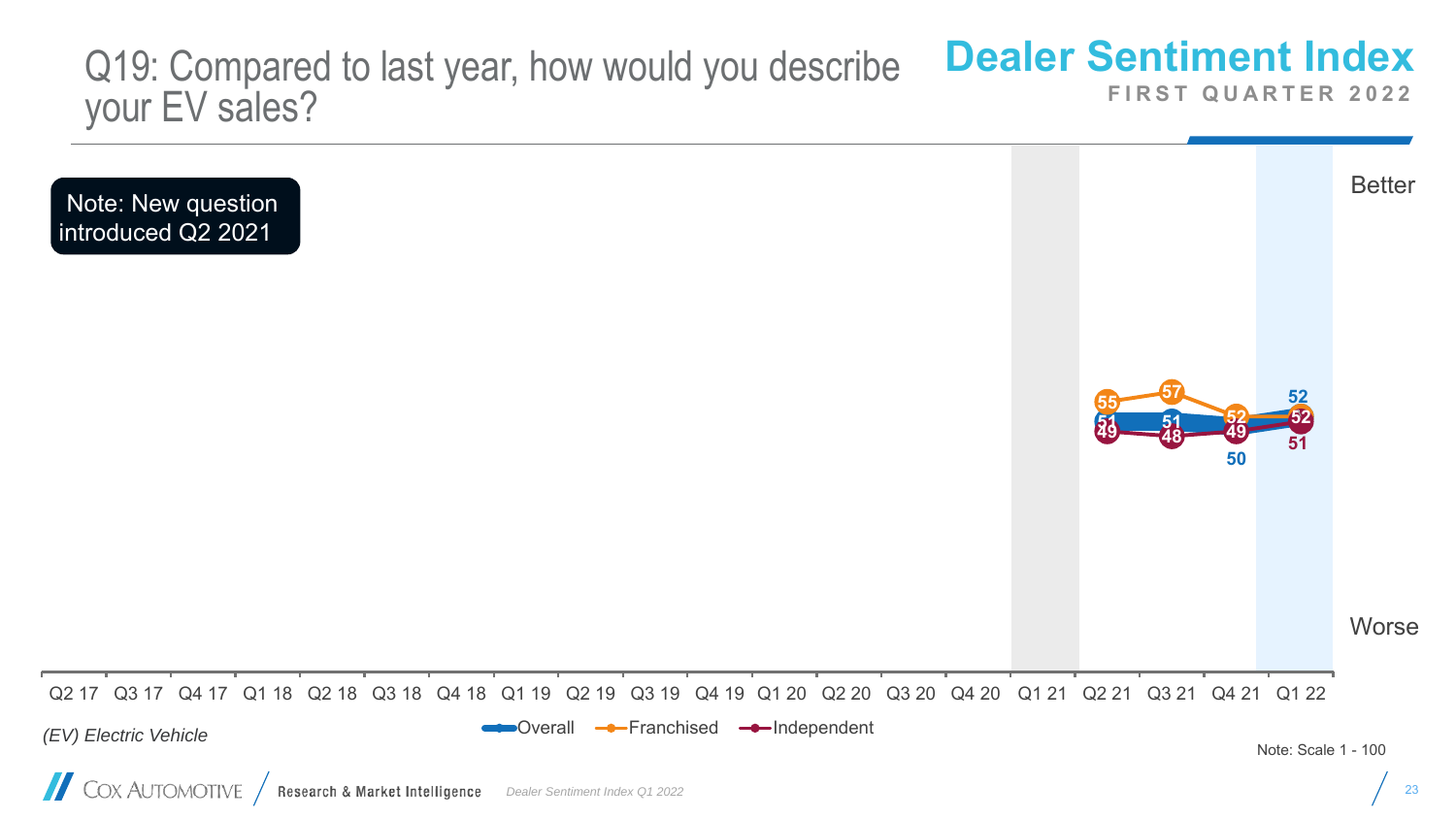# Q19: Compared to last year, how would you describe your EV sales?

**Dealer Sentiment Index**
FIRST QUARTER 2022

Note: New question introduced Q2 2021

| | Q2 21 | Q3 21 | Q4 21 | Q1 22 |
|---|---|---|---|---|
| Overall | 51 | 51 | 50 | 52 |
| Franchised | 55 | 57 | 52 | 52 |
| Independent | 49 | 48 | 49 | 51 |

Better / Worse

*(EV) Electric Vehicle*

Note: Scale 1 - 100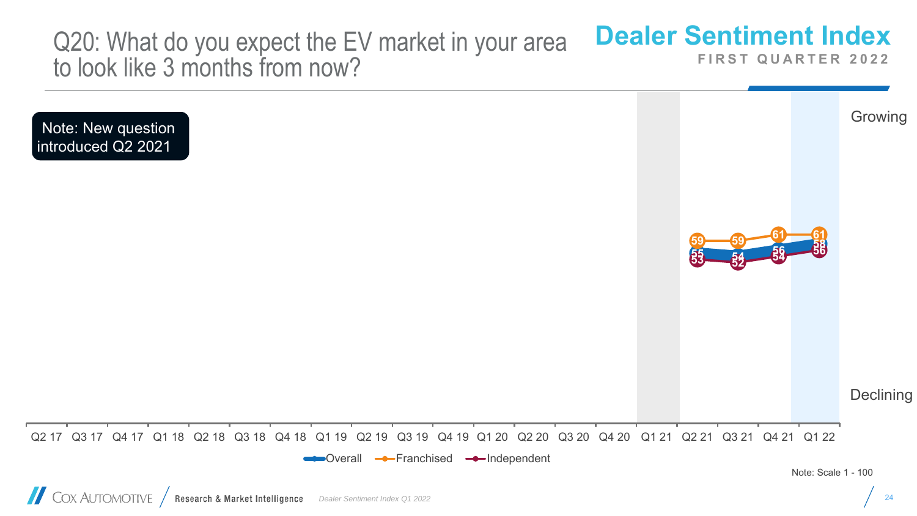# Q20: What do you expect the EV market in your area to look like 3 months from now?

**Dealer Sentiment Index**

FIRST QUARTER 2022

Note: New question introduced Q2 2021

| | Q2 21 | Q3 21 | Q4 21 | Q1 22 |
|---|---|---|---|---|
| Overall | 55 | 54 | 56 | 58 |
| Franchised | 59 | 59 | 61 | 61 |
| Independent | 53 | 52 | 54 | 56 |

Growing / Declining

Note: Scale 1 - 100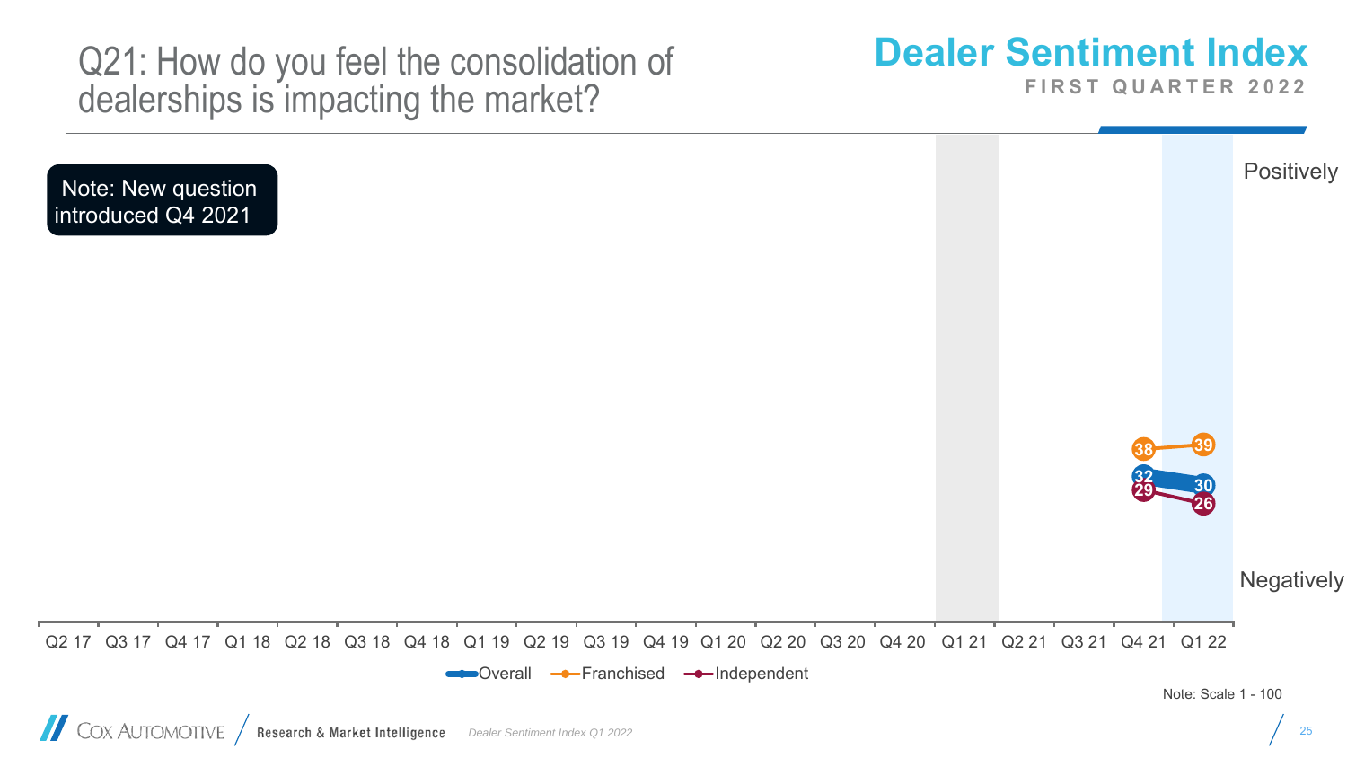# Q21: How do you feel the consolidation of dealerships is impacting the market?

## Dealer Sentiment Index

FIRST QUARTER 2022

Note: New question introduced Q4 2021

Positively

Negatively

| Quarter | Overall | Franchised | Independent |
| --- | --- | --- | --- |
| Q4 21 | 32 | 38 | 29 |
| Q1 22 | 30 | 39 | 26 |

Q2 17, Q3 17, Q4 17, Q1 18, Q2 18, Q3 18, Q4 18, Q1 19, Q2 19, Q3 19, Q4 19, Q1 20, Q2 20, Q3 20, Q4 20, Q1 21, Q2 21, Q3 21, Q4 21, Q1 22

Overall — Franchised — Independent

Note: Scale 1 - 100

Cox Automotive | Research & Market Intelligence | *Dealer Sentiment Index Q1 2022*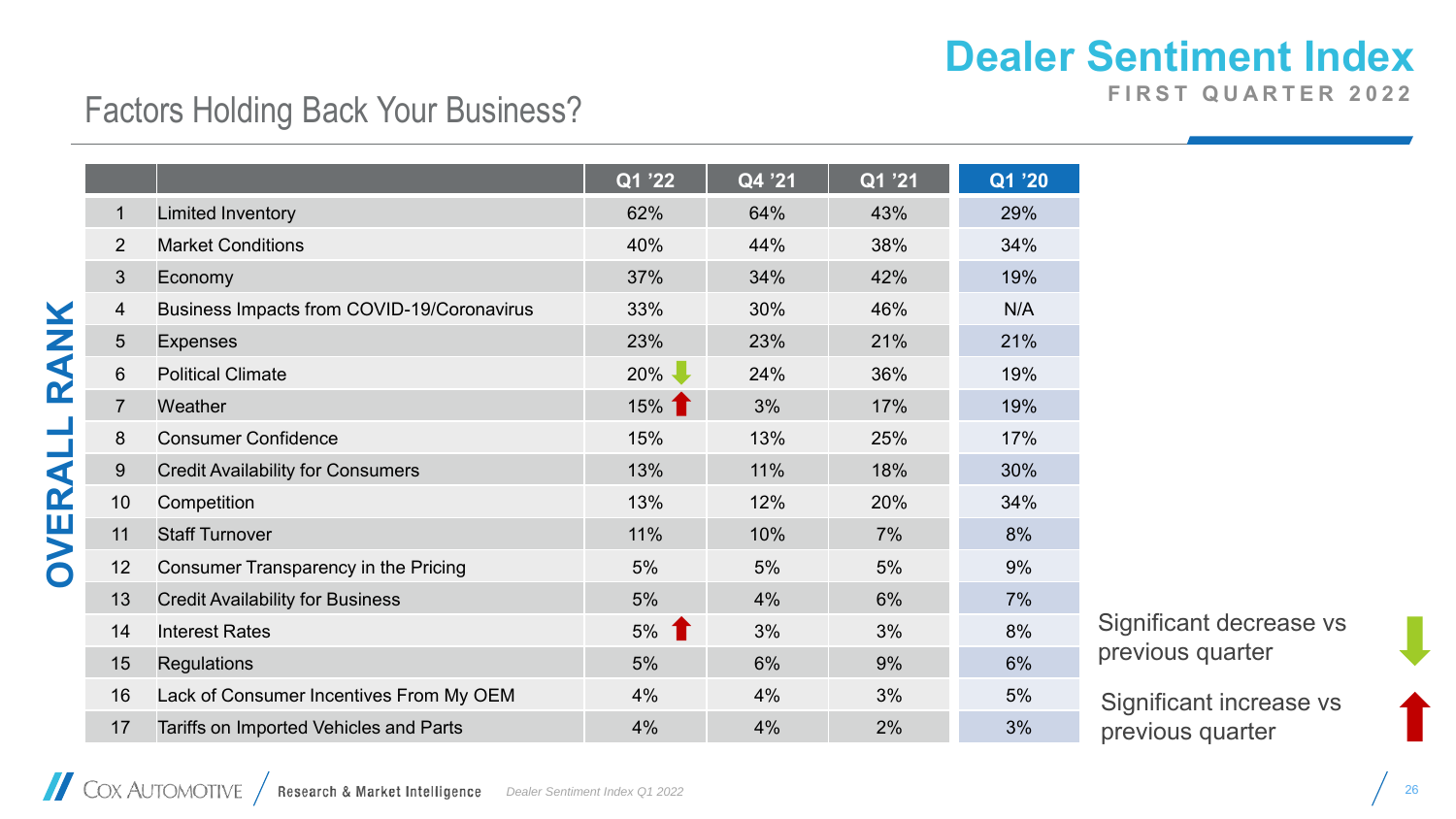# Dealer Sentiment Index

FIRST QUARTER 2022

## Factors Holding Back Your Business?

OVERALL RANK

| | | Q1 '22 | Q4 '21 | Q1 '21 | Q1 '20 |
|---|---|---|---|---|---|
| 1 | Limited Inventory | 62% | 64% | 43% | 29% |
| 2 | Market Conditions | 40% | 44% | 38% | 34% |
| 3 | Economy | 37% | 34% | 42% | 19% |
| 4 | Business Impacts from COVID-19/Coronavirus | 33% | 30% | 46% | N/A |
| 5 | Expenses | 23% | 23% | 21% | 21% |
| 6 | Political Climate | 20% ↓ | 24% | 36% | 19% |
| 7 | Weather | 15% ↑ | 3% | 17% | 19% |
| 8 | Consumer Confidence | 15% | 13% | 25% | 17% |
| 9 | Credit Availability for Consumers | 13% | 11% | 18% | 30% |
| 10 | Competition | 13% | 12% | 20% | 34% |
| 11 | Staff Turnover | 11% | 10% | 7% | 8% |
| 12 | Consumer Transparency in the Pricing | 5% | 5% | 5% | 9% |
| 13 | Credit Availability for Business | 5% | 4% | 6% | 7% |
| 14 | Interest Rates | 5% ↑ | 3% | 3% | 8% |
| 15 | Regulations | 5% | 6% | 9% | 6% |
| 16 | Lack of Consumer Incentives From My OEM | 4% | 4% | 3% | 5% |
| 17 | Tariffs on Imported Vehicles and Parts | 4% | 4% | 2% | 3% |

↓ Significant decrease vs previous quarter

↑ Significant increase vs previous quarter

Cox Automotive / Research & Market Intelligence — *Dealer Sentiment Index Q1 2022*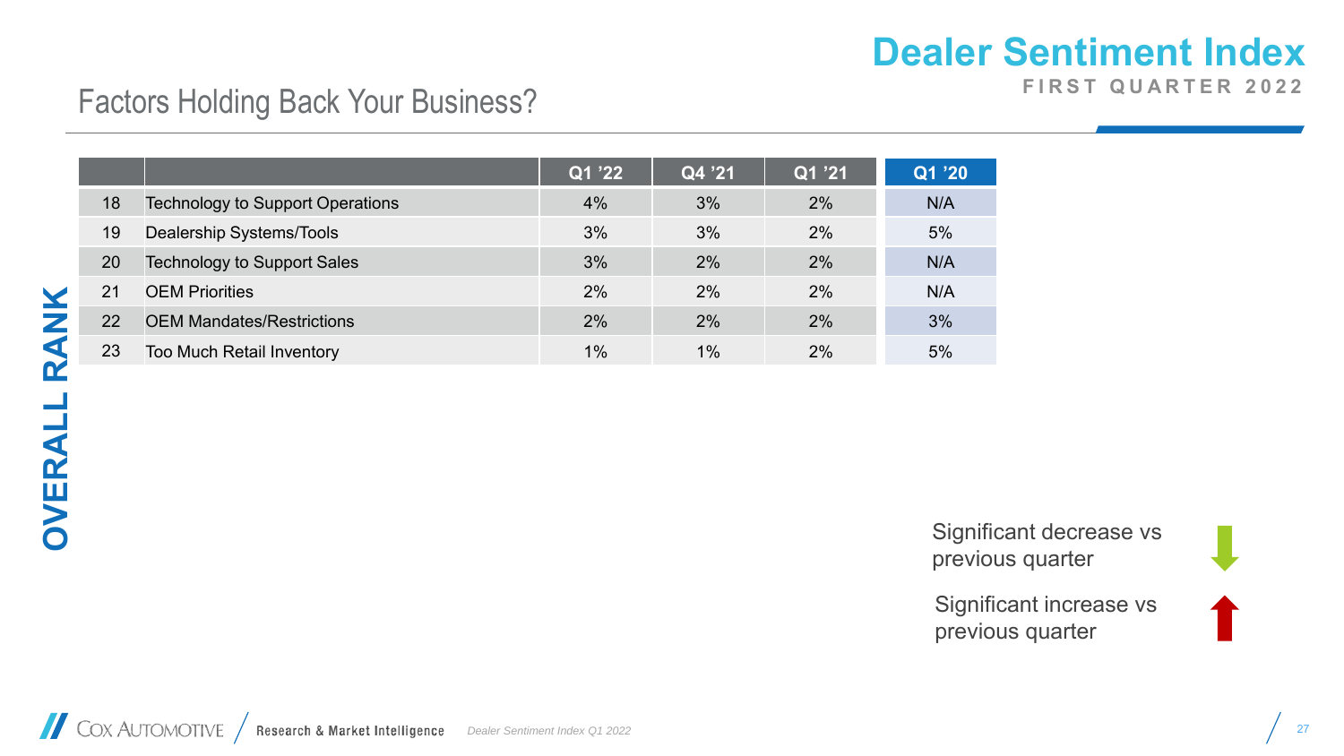# Dealer Sentiment Index

FIRST QUARTER 2022

## Factors Holding Back Your Business?

OVERALL RANK

| | | Q1 '22 | Q4 '21 | Q1 '21 | Q1 '20 |
|---|---|---|---|---|---|
| 18 | Technology to Support Operations | 4% | 3% | 2% | N/A |
| 19 | Dealership Systems/Tools | 3% | 3% | 2% | 5% |
| 20 | Technology to Support Sales | 3% | 2% | 2% | N/A |
| 21 | OEM Priorities | 2% | 2% | 2% | N/A |
| 22 | OEM Mandates/Restrictions | 2% | 2% | 2% | 3% |
| 23 | Too Much Retail Inventory | 1% | 1% | 2% | 5% |

Significant decrease vs previous quarter

Significant increase vs previous quarter

Cox Automotive Research & Market Intelligence — Dealer Sentiment Index Q1 2022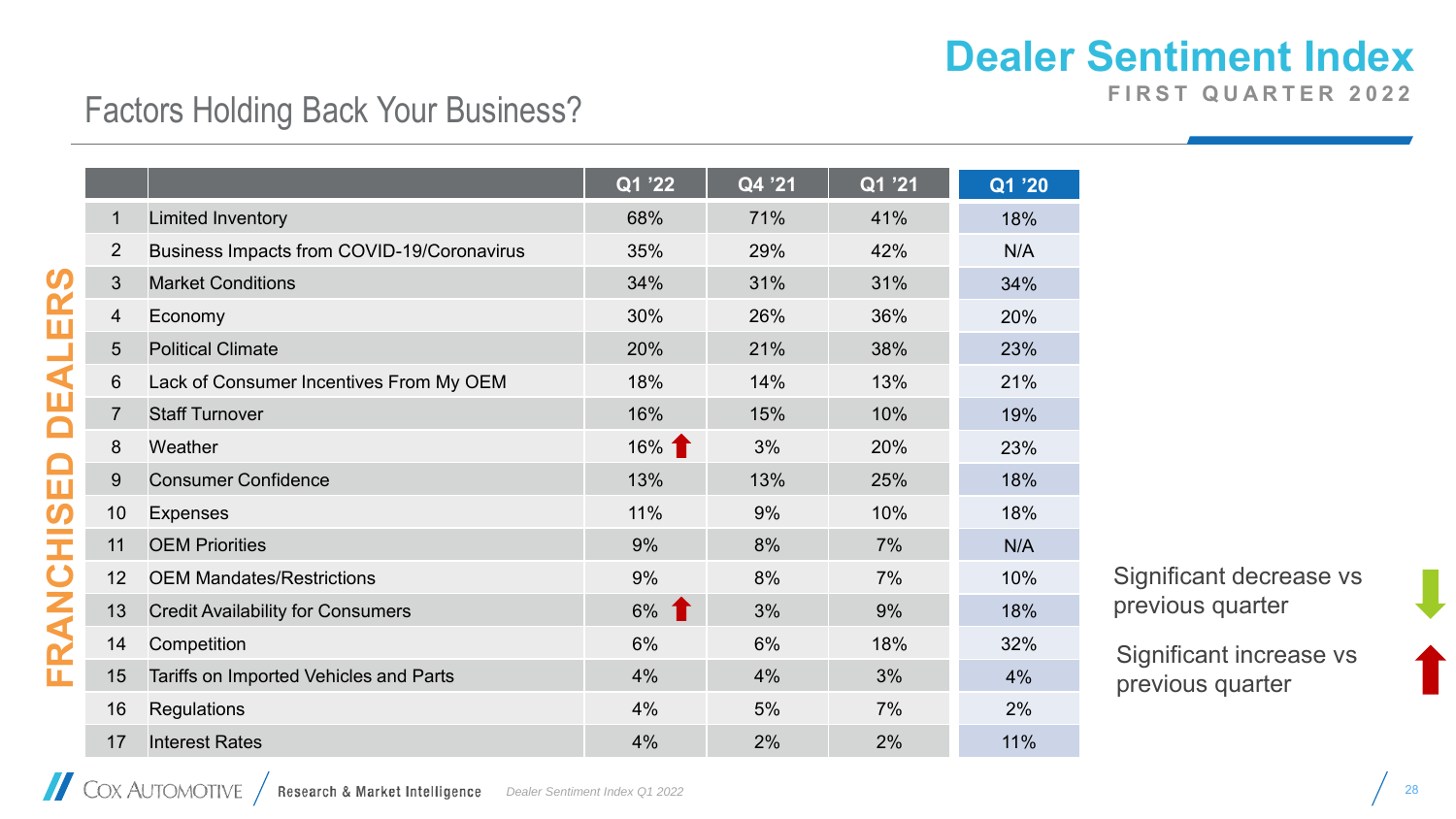# Dealer Sentiment Index

FIRST QUARTER 2022

## Factors Holding Back Your Business?

FRANCHISED DEALERS

| | | Q1 '22 | Q4 '21 | Q1 '21 | Q1 '20 |
|---|---|---|---|---|---|
| 1 | Limited Inventory | 68% | 71% | 41% | 18% |
| 2 | Business Impacts from COVID-19/Coronavirus | 35% | 29% | 42% | N/A |
| 3 | Market Conditions | 34% | 31% | 31% | 34% |
| 4 | Economy | 30% | 26% | 36% | 20% |
| 5 | Political Climate | 20% | 21% | 38% | 23% |
| 6 | Lack of Consumer Incentives From My OEM | 18% | 14% | 13% | 21% |
| 7 | Staff Turnover | 16% | 15% | 10% | 19% |
| 8 | Weather | 16% ↑ | 3% | 20% | 23% |
| 9 | Consumer Confidence | 13% | 13% | 25% | 18% |
| 10 | Expenses | 11% | 9% | 10% | 18% |
| 11 | OEM Priorities | 9% | 8% | 7% | N/A |
| 12 | OEM Mandates/Restrictions | 9% | 8% | 7% | 10% |
| 13 | Credit Availability for Consumers | 6% ↑ | 3% | 9% | 18% |
| 14 | Competition | 6% | 6% | 18% | 32% |
| 15 | Tariffs on Imported Vehicles and Parts | 4% | 4% | 3% | 4% |
| 16 | Regulations | 4% | 5% | 7% | 2% |
| 17 | Interest Rates | 4% | 2% | 2% | 11% |

Significant decrease vs previous quarter ↓

Significant increase vs previous quarter ↑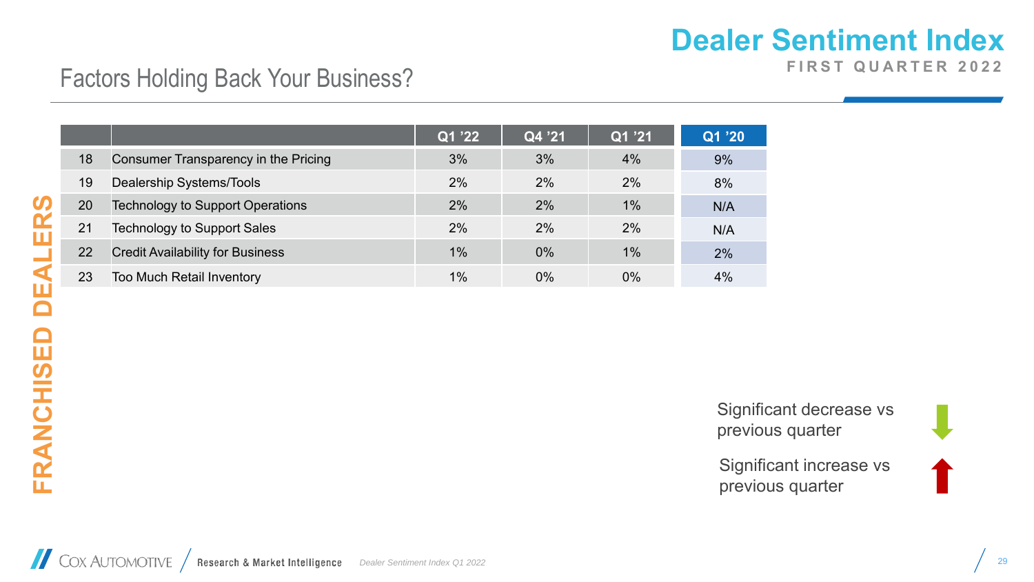# Dealer Sentiment Index

FIRST QUARTER 2022

## Factors Holding Back Your Business?

FRANCHISED DEALERS

| | | Q1 '22 | Q4 '21 | Q1 '21 | Q1 '20 |
|---|---|---|---|---|---|
| 18 | Consumer Transparency in the Pricing | 3% | 3% | 4% | 9% |
| 19 | Dealership Systems/Tools | 2% | 2% | 2% | 8% |
| 20 | Technology to Support Operations | 2% | 2% | 1% | N/A |
| 21 | Technology to Support Sales | 2% | 2% | 2% | N/A |
| 22 | Credit Availability for Business | 1% | 0% | 1% | 2% |
| 23 | Too Much Retail Inventory | 1% | 0% | 0% | 4% |

Significant decrease vs previous quarter

Significant increase vs previous quarter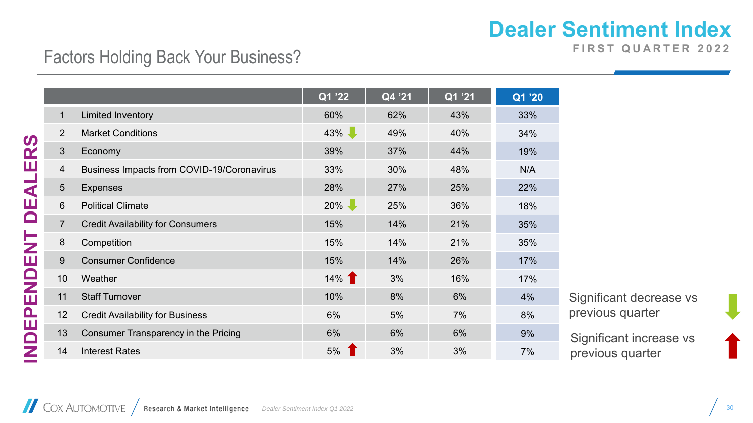# Dealer Sentiment Index

FIRST QUARTER 2022

## Factors Holding Back Your Business?

INDEPENDENT DEALERS

| | | Q1 '22 | Q4 '21 | Q1 '21 | Q1 '20 |
|---|---|---|---|---|---|
| 1 | Limited Inventory | 60% | 62% | 43% | 33% |
| 2 | Market Conditions | 43% ↓ | 49% | 40% | 34% |
| 3 | Economy | 39% | 37% | 44% | 19% |
| 4 | Business Impacts from COVID-19/Coronavirus | 33% | 30% | 48% | N/A |
| 5 | Expenses | 28% | 27% | 25% | 22% |
| 6 | Political Climate | 20% ↓ | 25% | 36% | 18% |
| 7 | Credit Availability for Consumers | 15% | 14% | 21% | 35% |
| 8 | Competition | 15% | 14% | 21% | 35% |
| 9 | Consumer Confidence | 15% | 14% | 26% | 17% |
| 10 | Weather | 14% ↑ | 3% | 16% | 17% |
| 11 | Staff Turnover | 10% | 8% | 6% | 4% |
| 12 | Credit Availability for Business | 6% | 5% | 7% | 8% |
| 13 | Consumer Transparency in the Pricing | 6% | 6% | 6% | 9% |
| 14 | Interest Rates | 5% ↑ | 3% | 3% | 7% |

↓ Significant decrease vs previous quarter

↑ Significant increase vs previous quarter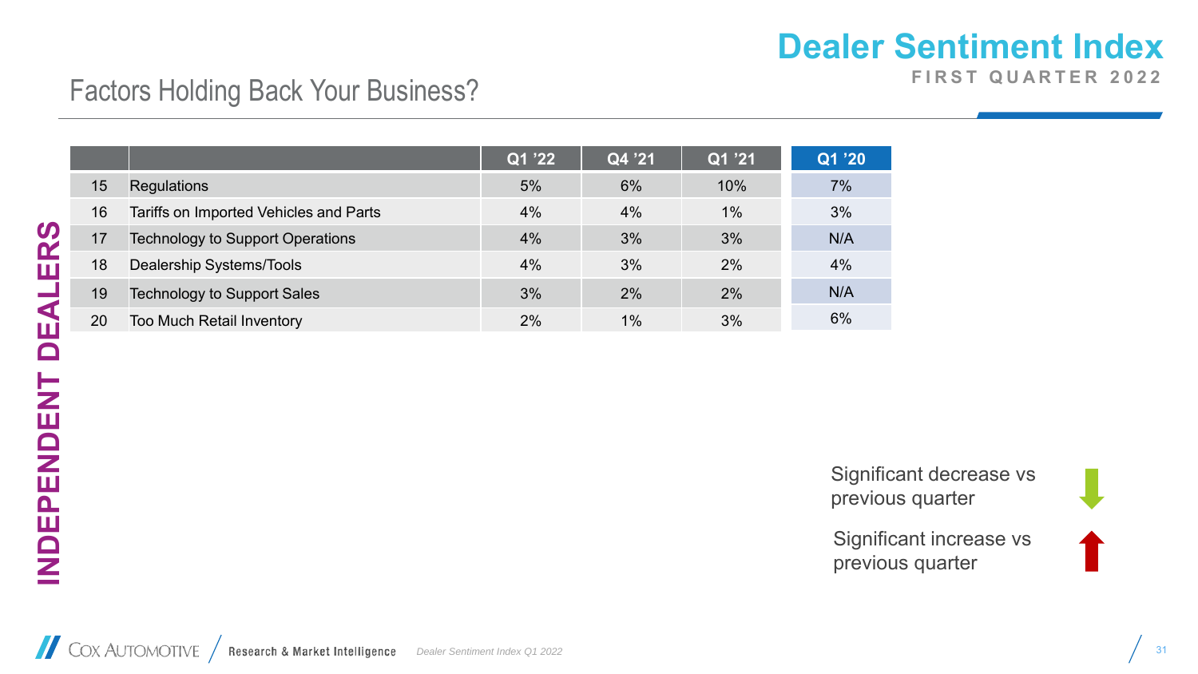# Dealer Sentiment Index

FIRST QUARTER 2022

## Factors Holding Back Your Business?

INDEPENDENT DEALERS

| | | Q1 ’22 | Q4 ’21 | Q1 ’21 | Q1 ’20 |
|---|---|---|---|---|---|
| 15 | Regulations | 5% | 6% | 10% | 7% |
| 16 | Tariffs on Imported Vehicles and Parts | 4% | 4% | 1% | 3% |
| 17 | Technology to Support Operations | 4% | 3% | 3% | N/A |
| 18 | Dealership Systems/Tools | 4% | 3% | 2% | 4% |
| 19 | Technology to Support Sales | 3% | 2% | 2% | N/A |
| 20 | Too Much Retail Inventory | 2% | 1% | 3% | 6% |

Significant decrease vs previous quarter

Significant increase vs previous quarter

Cox Automotive | Research & Market Intelligence

*Dealer Sentiment Index Q1 2022*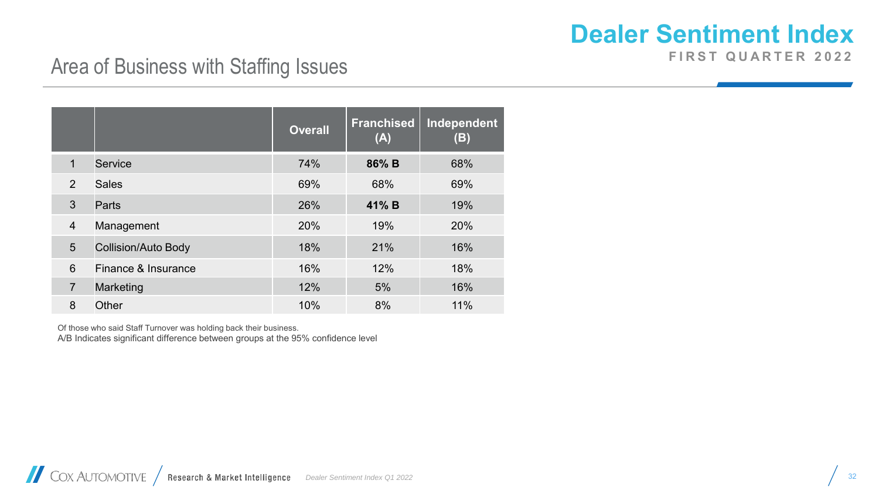# Dealer Sentiment Index

**FIRST QUARTER 2022**

## Area of Business with Staffing Issues

| | | Overall | Franchised (A) | Independent (B) |
|---|---|---|---|---|
| 1 | Service | 74% | **86% B** | 68% |
| 2 | Sales | 69% | 68% | 69% |
| 3 | Parts | 26% | **41% B** | 19% |
| 4 | Management | 20% | 19% | 20% |
| 5 | Collision/Auto Body | 18% | 21% | 16% |
| 6 | Finance & Insurance | 16% | 12% | 18% |
| 7 | Marketing | 12% | 5% | 16% |
| 8 | Other | 10% | 8% | 11% |

Of those who said Staff Turnover was holding back their business.
A/B Indicates significant difference between groups at the 95% confidence level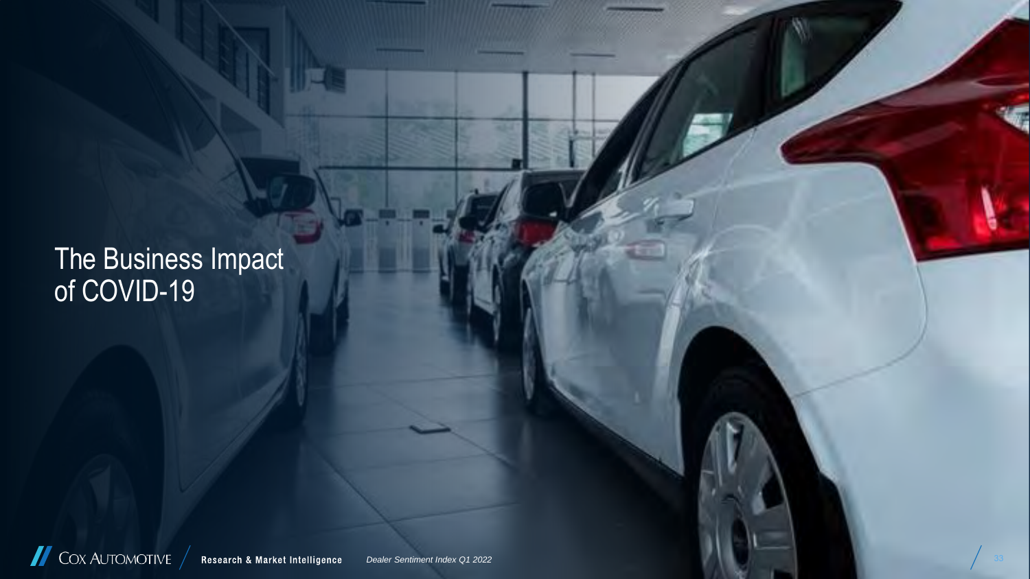# The Business Impact of COVID-19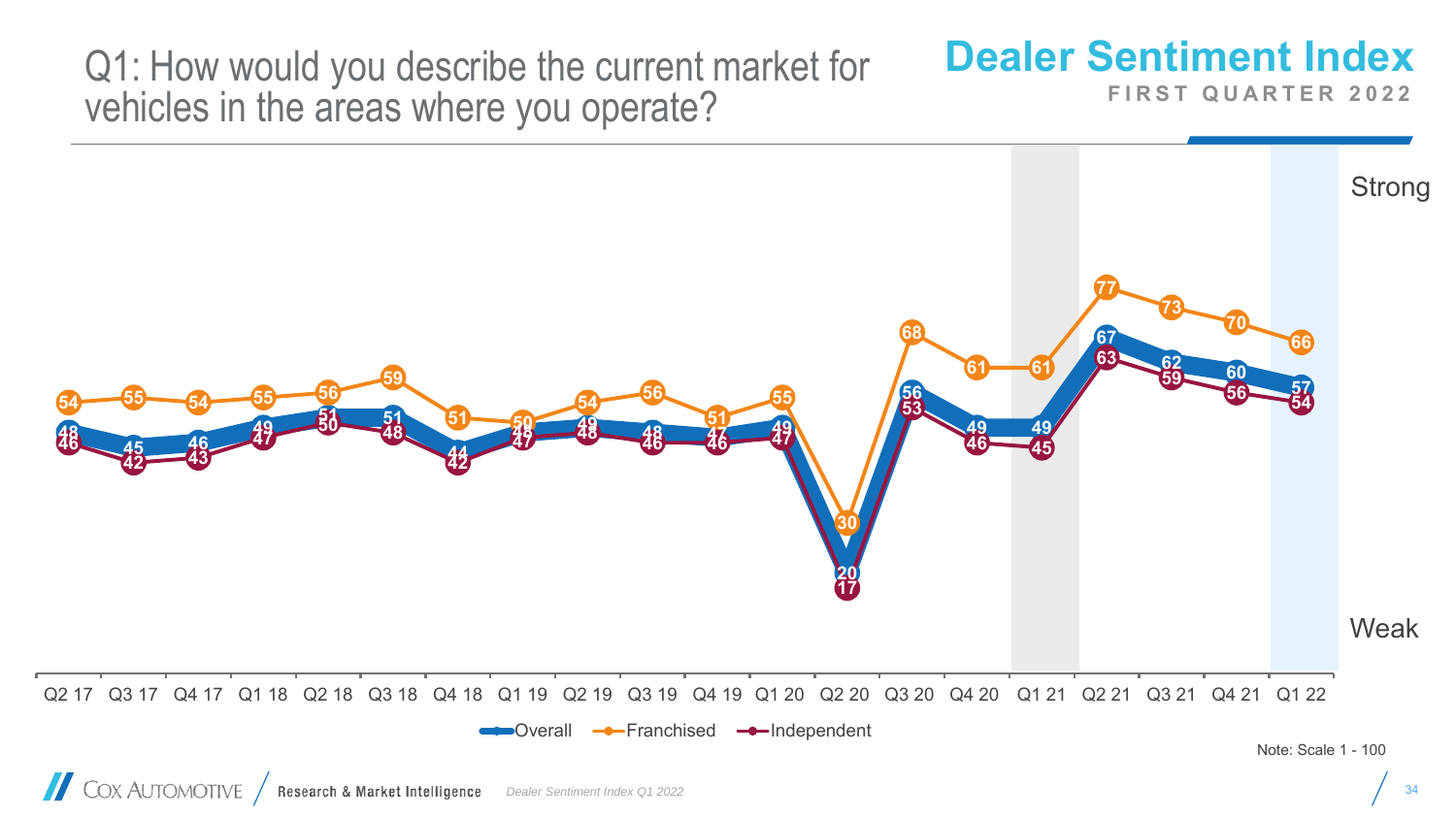# Q1: How would you describe the current market for vehicles in the areas where you operate?

**Dealer Sentiment Index**
FIRST QUARTER 2022

| Quarter | Overall | Franchised | Independent |
|---|---|---|---|
| Q2 17 | 48 | 54 | 46 |
| Q3 17 | 45 | 55 | 42 |
| Q4 17 | 46 | 54 | 43 |
| Q1 18 | 49 | 55 | 47 |
| Q2 18 | 51 | 56 | 50 |
| Q3 18 | 51 | 59 | 48 |
| Q4 18 | 44 | 51 | 42 |
| Q1 19 | 49 | 50 | 47 |
| Q2 19 | 49 | 54 | 48 |
| Q3 19 | 48 | 56 | 46 |
| Q4 19 | 47 | 51 | 46 |
| Q1 20 | 49 | 55 | 47 |
| Q2 20 | 20 | 30 | 17 |
| Q3 20 | 56 | 68 | 53 |
| Q4 20 | 49 | 61 | 46 |
| Q1 21 | 49 | 61 | 45 |
| Q2 21 | 67 | 77 | 63 |
| Q3 21 | 62 | 73 | 59 |
| Q4 21 | 60 | 70 | 56 |
| Q1 22 | 57 | 66 | 54 |

Strong / Weak

Note: Scale 1 - 100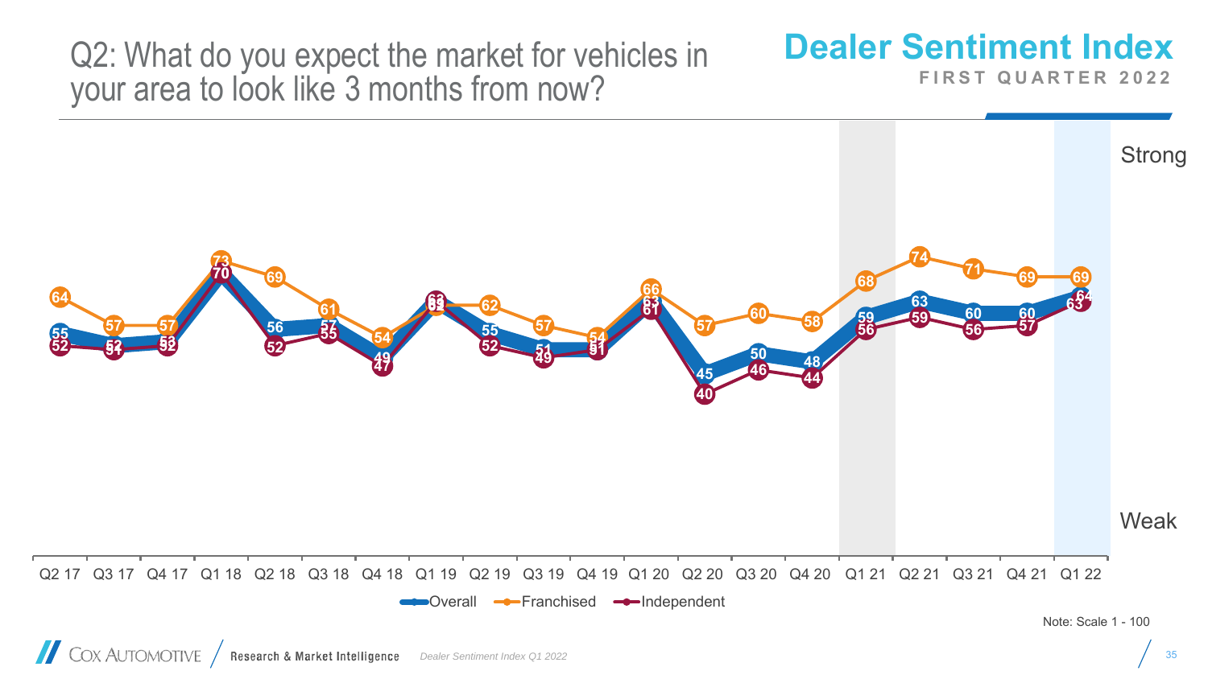# Q2: What do you expect the market for vehicles in your area to look like 3 months from now?

## Dealer Sentiment Index

**FIRST QUARTER 2022**

| Quarter | Overall | Franchised | Independent |
|---|---|---|---|
| Q2 17 | 55 | 64 | 52 |
| Q3 17 | 52 | 57 | 51 |
| Q4 17 | 53 | 57 | 52 |
| Q1 18 | 70 | 73 | 70 |
| Q2 18 | 56 | 69 | 52 |
| Q3 18 | 57 | 61 | 55 |
| Q4 18 | 49 | 54 | 47 |
| Q1 19 | 62 | 61 | 63 |
| Q2 19 | 55 | 62 | 52 |
| Q3 19 | 51 | 57 | 49 |
| Q4 19 | 51 | 54 | 51 |
| Q1 20 | 63 | 66 | 61 |
| Q2 20 | 45 | 57 | 40 |
| Q3 20 | 50 | 60 | 46 |
| Q4 20 | 48 | 58 | 44 |
| Q1 21 | 59 | 68 | 56 |
| Q2 21 | 63 | 74 | 59 |
| Q3 21 | 60 | 71 | 56 |
| Q4 21 | 60 | 69 | 57 |
| Q1 22 | 64 | 69 | 63 |

Strong / Weak

Note: Scale 1 - 100

Dealer Sentiment Index Q1 2022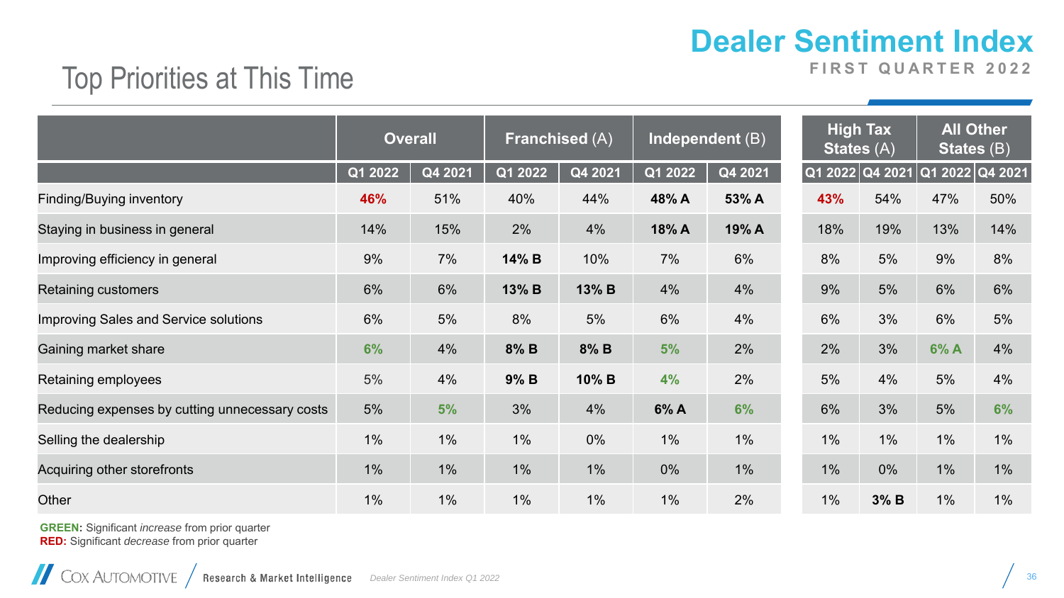# Dealer Sentiment Index

FIRST QUARTER 2022

## Top Priorities at This Time

| | Overall | | Franchised (A) | | Independent (B) | | High Tax States (A) | | All Other States (B) | |
|---|---|---|---|---|---|---|---|---|---|---|
| | Q1 2022 | Q4 2021 | Q1 2022 | Q4 2021 | Q1 2022 | Q4 2021 | Q1 2022 | Q4 2021 | Q1 2022 | Q4 2021 |
| Finding/Buying inventory | 46% | 51% | 40% | 44% | **48% A** | **53% A** | 43% | 54% | 47% | 50% |
| Staying in business in general | 14% | 15% | 2% | 4% | **18% A** | **19% A** | 18% | 19% | 13% | 14% |
| Improving efficiency in general | 9% | 7% | **14% B** | 10% | 7% | 6% | 8% | 5% | 9% | 8% |
| Retaining customers | 6% | 6% | **13% B** | **13% B** | 4% | 4% | 9% | 5% | 6% | 6% |
| Improving Sales and Service solutions | 6% | 5% | 8% | 5% | 6% | 4% | 6% | 3% | 6% | 5% |
| Gaining market share | 6% | 4% | **8% B** | **8% B** | 5% | 2% | 2% | 3% | 6% A | 4% |
| Retaining employees | 5% | 4% | **9% B** | **10% B** | 4% | 2% | 5% | 4% | 5% | 4% |
| Reducing expenses by cutting unnecessary costs | 5% | 5% | 3% | 4% | **6% A** | 6% | 6% | 3% | 5% | 6% |
| Selling the dealership | 1% | 1% | 1% | 0% | 1% | 1% | 1% | 1% | 1% | 1% |
| Acquiring other storefronts | 1% | 1% | 1% | 1% | 0% | 1% | 1% | 0% | 1% | 1% |
| Other | 1% | 1% | 1% | 1% | 1% | 2% | 1% | **3% B** | 1% | 1% |

**GREEN:** Significant *increase* from prior quarter

**RED:** Significant *decrease* from prior quarter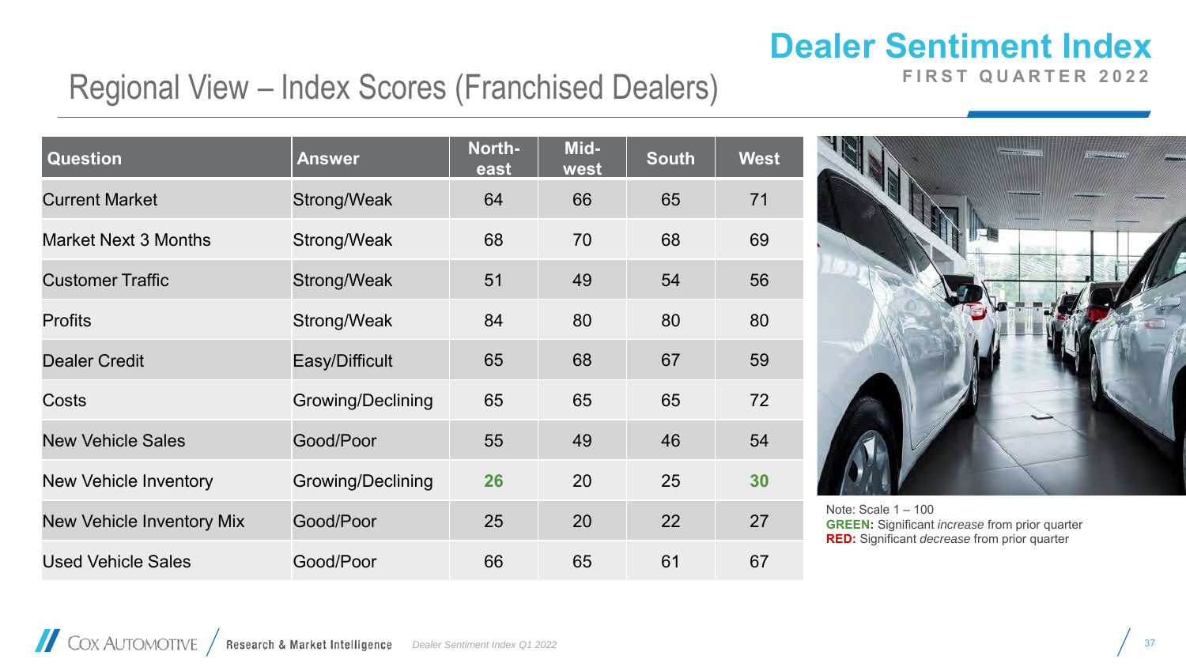# Dealer Sentiment Index

FIRST QUARTER 2022

## Regional View – Index Scores (Franchised Dealers)

| Question | Answer | Northeast | Midwest | South | West |
|---|---|---|---|---|---|
| Current Market | Strong/Weak | 64 | 66 | 65 | 71 |
| Market Next 3 Months | Strong/Weak | 68 | 70 | 68 | 69 |
| Customer Traffic | Strong/Weak | 51 | 49 | 54 | 56 |
| Profits | Strong/Weak | 84 | 80 | 80 | 80 |
| Dealer Credit | Easy/Difficult | 65 | 68 | 67 | 59 |
| Costs | Growing/Declining | 65 | 65 | 65 | 72 |
| New Vehicle Sales | Good/Poor | 55 | 49 | 46 | 54 |
| New Vehicle Inventory | Growing/Declining | **26** | 20 | 25 | **30** |
| New Vehicle Inventory Mix | Good/Poor | 25 | 20 | 22 | 27 |
| Used Vehicle Sales | Good/Poor | 66 | 65 | 61 | 67 |

Note: Scale 1 – 100
**GREEN:** Significant *increase* from prior quarter
**RED:** Significant *decrease* from prior quarter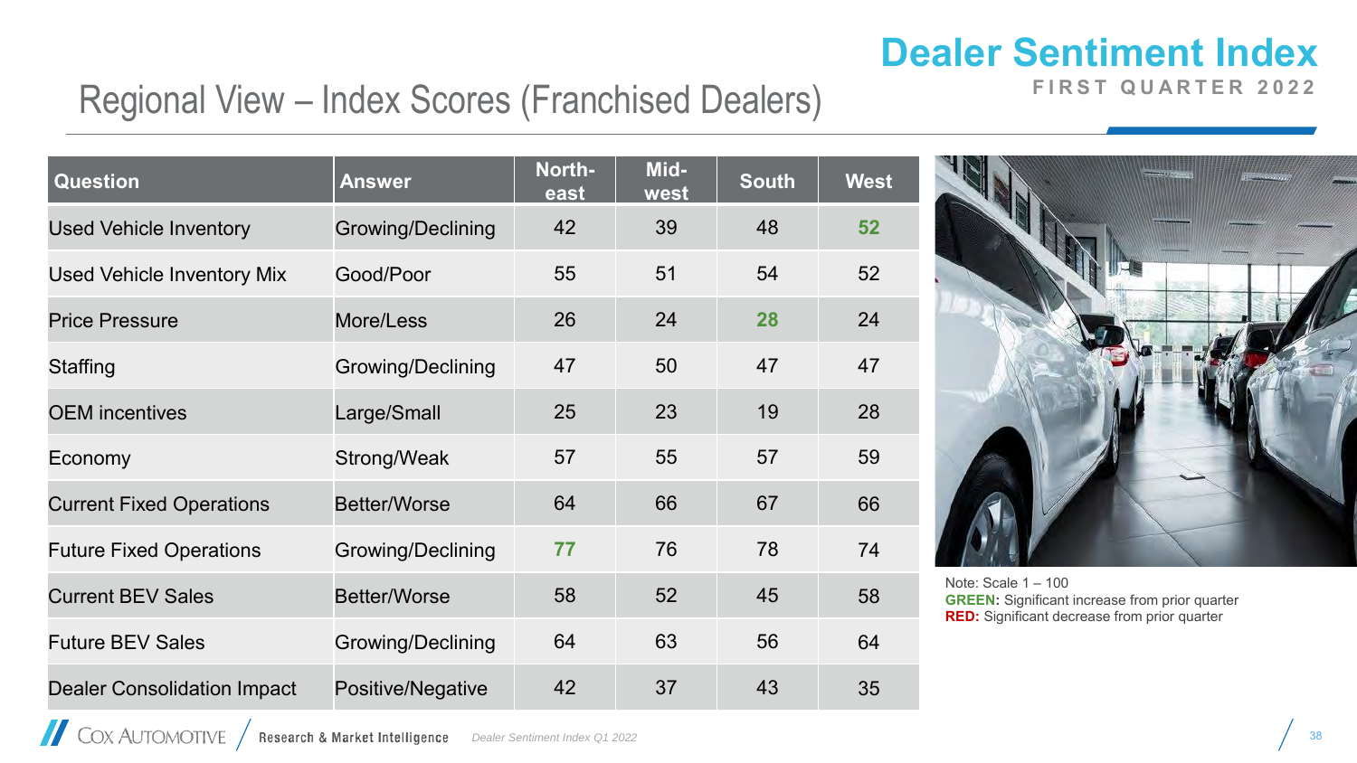# Dealer Sentiment Index

**FIRST QUARTER 2022**

## Regional View – Index Scores (Franchised Dealers)

| Question | Answer | North-east | Mid-west | South | West |
|---|---|---|---|---|---|
| Used Vehicle Inventory | Growing/Declining | 42 | 39 | 48 | 52 |
| Used Vehicle Inventory Mix | Good/Poor | 55 | 51 | 54 | 52 |
| Price Pressure | More/Less | 26 | 24 | 28 | 24 |
| Staffing | Growing/Declining | 47 | 50 | 47 | 47 |
| OEM incentives | Large/Small | 25 | 23 | 19 | 28 |
| Economy | Strong/Weak | 57 | 55 | 57 | 59 |
| Current Fixed Operations | Better/Worse | 64 | 66 | 67 | 66 |
| Future Fixed Operations | Growing/Declining | 77 | 76 | 78 | 74 |
| Current BEV Sales | Better/Worse | 58 | 52 | 45 | 58 |
| Future BEV Sales | Growing/Declining | 64 | 63 | 56 | 64 |
| Dealer Consolidation Impact | Positive/Negative | 42 | 37 | 43 | 35 |

Note: Scale 1 – 100
**GREEN:** Significant increase from prior quarter
**RED:** Significant decrease from prior quarter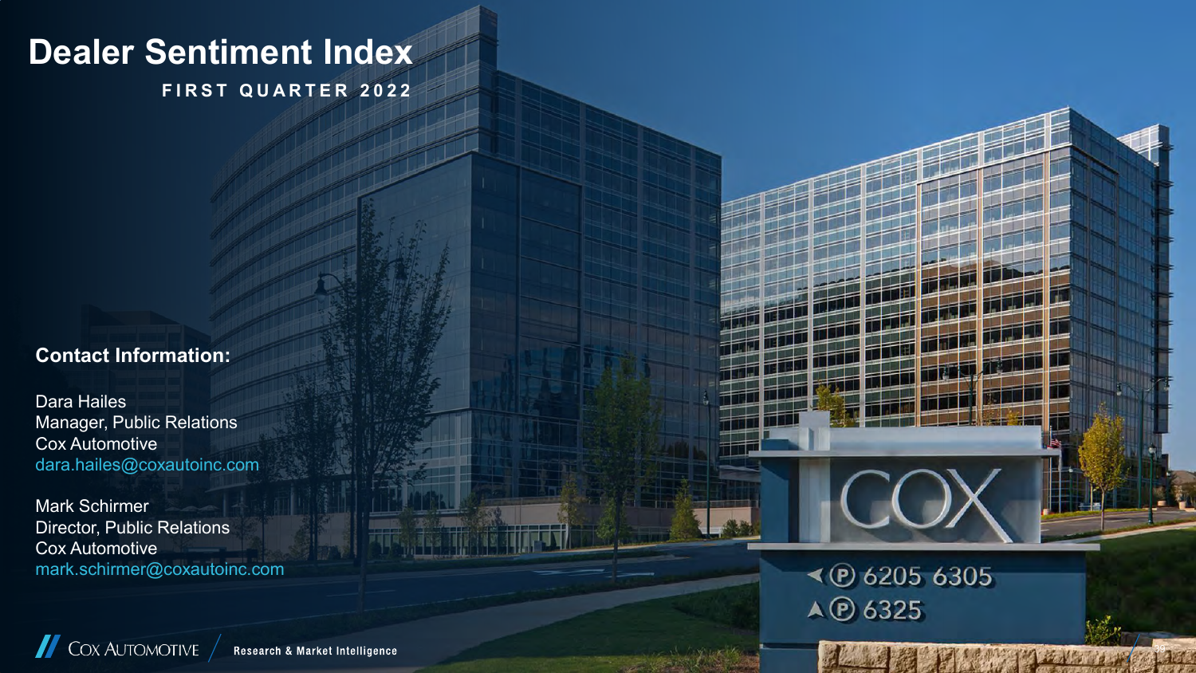# Dealer Sentiment Index

FIRST QUARTER 2022

**Contact Information:**

Dara Hailes
Manager, Public Relations
Cox Automotive
dara.hailes@coxautoinc.com

Mark Schirmer
Director, Public Relations
Cox Automotive
mark.schirmer@coxautoinc.com

Cox Automotive / Research & Market Intelligence